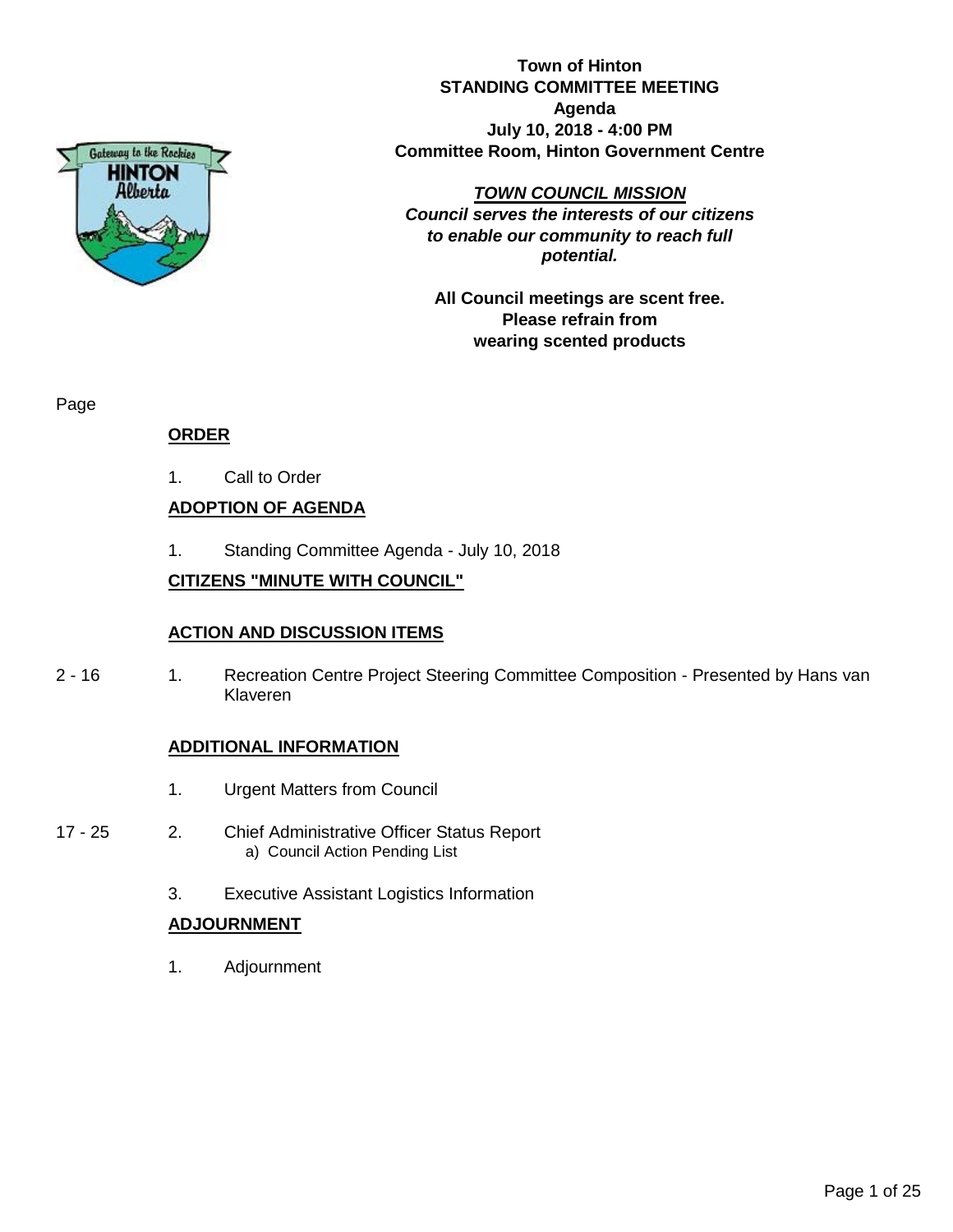**Town of Hinton**
**STANDING COMMITTEE MEETING**
**Agenda**
**July 10, 2018 - 4:00 PM**
**Committee Room, Hinton Government Centre**

***TOWN COUNCIL MISSION***
***Council serves the interests of our citizens to enable our community to reach full potential.***

**All Council meetings are scent free. Please refrain from wearing scented products**

Page

## ORDER

1. Call to Order

## ADOPTION OF AGENDA

1. Standing Committee Agenda - July 10, 2018

## CITIZENS "MINUTE WITH COUNCIL"

## ACTION AND DISCUSSION ITEMS

2 - 16 &nbsp;&nbsp; 1. Recreation Centre Project Steering Committee Composition - Presented by Hans van Klaveren

## ADDITIONAL INFORMATION

1. Urgent Matters from Council

17 - 25 &nbsp;&nbsp; 2. Chief Administrative Officer Status Report
   a) Council Action Pending List

3. Executive Assistant Logistics Information

## ADJOURNMENT

1. Adjournment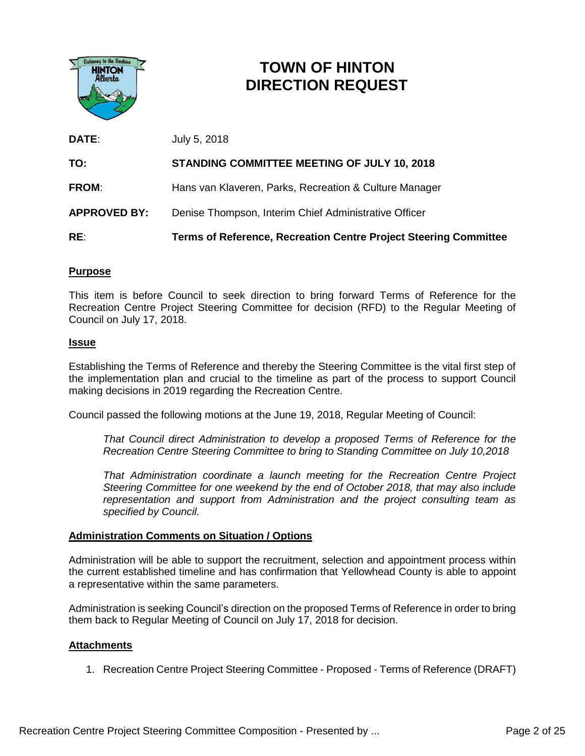# TOWN OF HINTON DIRECTION REQUEST

**DATE**: July 5, 2018

**TO:** **STANDING COMMITTEE MEETING OF JULY 10, 2018**

**FROM**: Hans van Klaveren, Parks, Recreation & Culture Manager

**APPROVED BY:** Denise Thompson, Interim Chief Administrative Officer

**RE**: **Terms of Reference, Recreation Centre Project Steering Committee**

## Purpose

This item is before Council to seek direction to bring forward Terms of Reference for the Recreation Centre Project Steering Committee for decision (RFD) to the Regular Meeting of Council on July 17, 2018.

## Issue

Establishing the Terms of Reference and thereby the Steering Committee is the vital first step of the implementation plan and crucial to the timeline as part of the process to support Council making decisions in 2019 regarding the Recreation Centre.

Council passed the following motions at the June 19, 2018, Regular Meeting of Council:

> *That Council direct Administration to develop a proposed Terms of Reference for the Recreation Centre Steering Committee to bring to Standing Committee on July 10,2018*
>
> *That Administration coordinate a launch meeting for the Recreation Centre Project Steering Committee for one weekend by the end of October 2018, that may also include representation and support from Administration and the project consulting team as specified by Council.*

## Administration Comments on Situation / Options

Administration will be able to support the recruitment, selection and appointment process within the current established timeline and has confirmation that Yellowhead County is able to appoint a representative within the same parameters.

Administration is seeking Council's direction on the proposed Terms of Reference in order to bring them back to Regular Meeting of Council on July 17, 2018 for decision.

## Attachments

1. Recreation Centre Project Steering Committee - Proposed - Terms of Reference (DRAFT)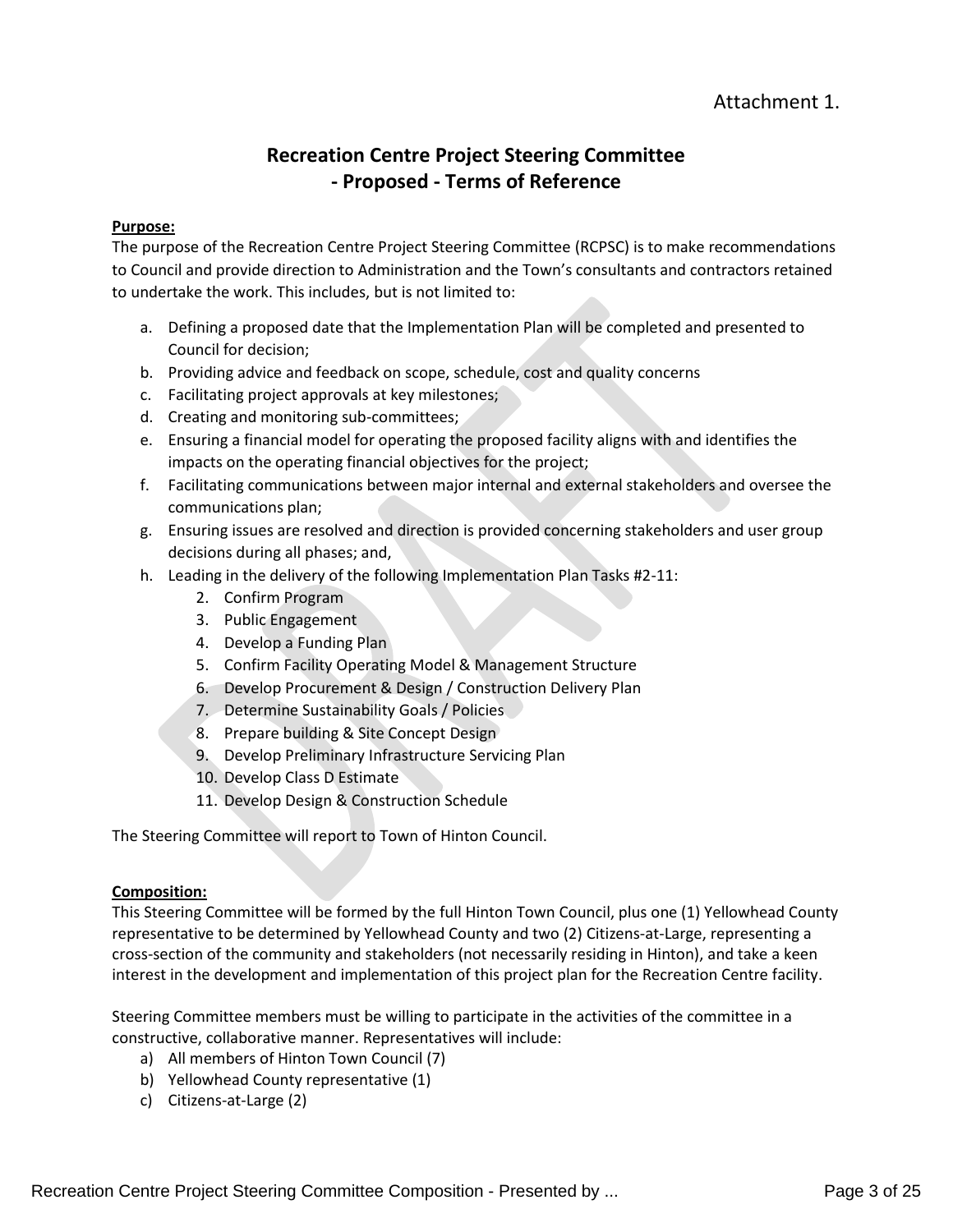Attachment 1.

# Recreation Centre Project Steering Committee
# - Proposed - Terms of Reference

**Purpose:**

The purpose of the Recreation Centre Project Steering Committee (RCPSC) is to make recommendations to Council and provide direction to Administration and the Town's consultants and contractors retained to undertake the work. This includes, but is not limited to:

a. Defining a proposed date that the Implementation Plan will be completed and presented to Council for decision;
b. Providing advice and feedback on scope, schedule, cost and quality concerns
c. Facilitating project approvals at key milestones;
d. Creating and monitoring sub-committees;
e. Ensuring a financial model for operating the proposed facility aligns with and identifies the impacts on the operating financial objectives for the project;
f. Facilitating communications between major internal and external stakeholders and oversee the communications plan;
g. Ensuring issues are resolved and direction is provided concerning stakeholders and user group decisions during all phases; and,
h. Leading in the delivery of the following Implementation Plan Tasks #2-11:
    2. Confirm Program
    3. Public Engagement
    4. Develop a Funding Plan
    5. Confirm Facility Operating Model & Management Structure
    6. Develop Procurement & Design / Construction Delivery Plan
    7. Determine Sustainability Goals / Policies
    8. Prepare building & Site Concept Design
    9. Develop Preliminary Infrastructure Servicing Plan
    10. Develop Class D Estimate
    11. Develop Design & Construction Schedule

The Steering Committee will report to Town of Hinton Council.

**Composition:**

This Steering Committee will be formed by the full Hinton Town Council, plus one (1) Yellowhead County representative to be determined by Yellowhead County and two (2) Citizens-at-Large, representing a cross-section of the community and stakeholders (not necessarily residing in Hinton), and take a keen interest in the development and implementation of this project plan for the Recreation Centre facility.

Steering Committee members must be willing to participate in the activities of the committee in a constructive, collaborative manner. Representatives will include:

a) All members of Hinton Town Council (7)
b) Yellowhead County representative (1)
c) Citizens-at-Large (2)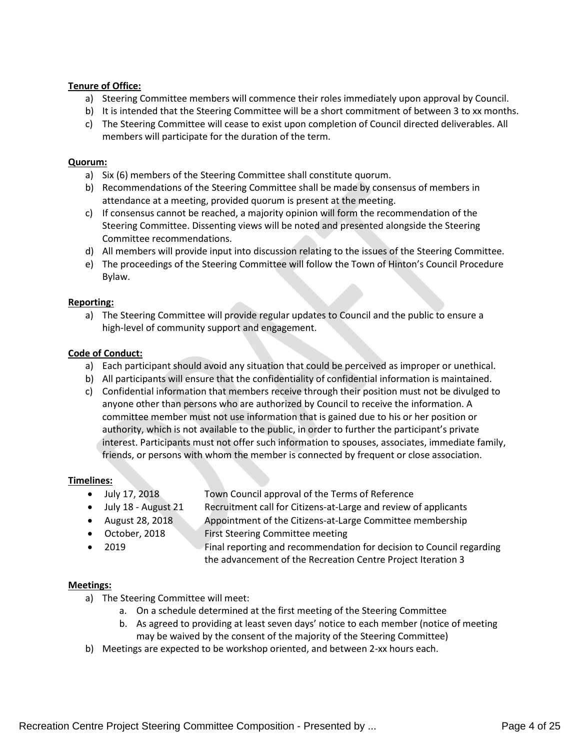**Tenure of Office:**

a) Steering Committee members will commence their roles immediately upon approval by Council.
b) It is intended that the Steering Committee will be a short commitment of between 3 to xx months.
c) The Steering Committee will cease to exist upon completion of Council directed deliverables. All members will participate for the duration of the term.

**Quorum:**

a) Six (6) members of the Steering Committee shall constitute quorum.
b) Recommendations of the Steering Committee shall be made by consensus of members in attendance at a meeting, provided quorum is present at the meeting.
c) If consensus cannot be reached, a majority opinion will form the recommendation of the Steering Committee. Dissenting views will be noted and presented alongside the Steering Committee recommendations.
d) All members will provide input into discussion relating to the issues of the Steering Committee.
e) The proceedings of the Steering Committee will follow the Town of Hinton's Council Procedure Bylaw.

**Reporting:**

a) The Steering Committee will provide regular updates to Council and the public to ensure a high-level of community support and engagement.

**Code of Conduct:**

a) Each participant should avoid any situation that could be perceived as improper or unethical.
b) All participants will ensure that the confidentiality of confidential information is maintained.
c) Confidential information that members receive through their position must not be divulged to anyone other than persons who are authorized by Council to receive the information. A committee member must not use information that is gained due to his or her position or authority, which is not available to the public, in order to further the participant's private interest. Participants must not offer such information to spouses, associates, immediate family, friends, or persons with whom the member is connected by frequent or close association.

**Timelines:**

- July 17, 2018 — Town Council approval of the Terms of Reference
- July 18 - August 21 — Recruitment call for Citizens-at-Large and review of applicants
- August 28, 2018 — Appointment of the Citizens-at-Large Committee membership
- October, 2018 — First Steering Committee meeting
- 2019 — Final reporting and recommendation for decision to Council regarding the advancement of the Recreation Centre Project Iteration 3

**Meetings:**

a) The Steering Committee will meet:
   a. On a schedule determined at the first meeting of the Steering Committee
   b. As agreed to providing at least seven days' notice to each member (notice of meeting may be waived by the consent of the majority of the Steering Committee)
b) Meetings are expected to be workshop oriented, and between 2-xx hours each.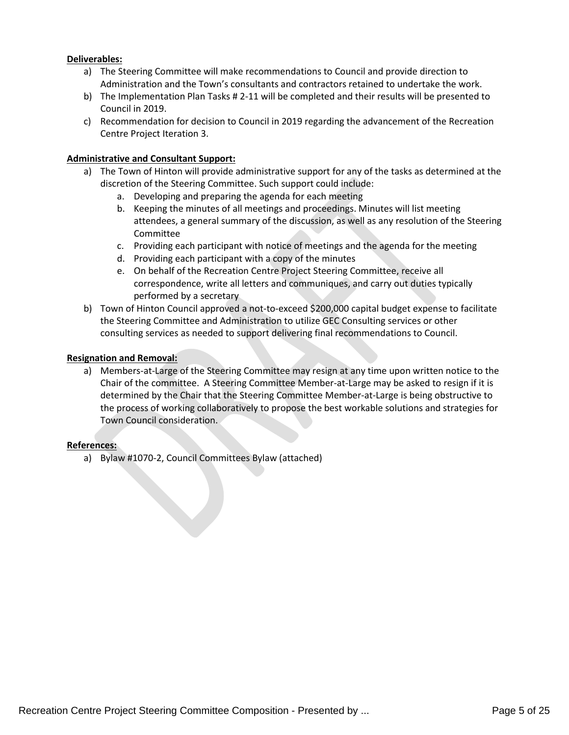**Deliverables:**

a) The Steering Committee will make recommendations to Council and provide direction to Administration and the Town's consultants and contractors retained to undertake the work.

b) The Implementation Plan Tasks # 2-11 will be completed and their results will be presented to Council in 2019.

c) Recommendation for decision to Council in 2019 regarding the advancement of the Recreation Centre Project Iteration 3.

**Administrative and Consultant Support:**

a) The Town of Hinton will provide administrative support for any of the tasks as determined at the discretion of the Steering Committee. Such support could include:

   a. Developing and preparing the agenda for each meeting
   b. Keeping the minutes of all meetings and proceedings. Minutes will list meeting attendees, a general summary of the discussion, as well as any resolution of the Steering Committee
   c. Providing each participant with notice of meetings and the agenda for the meeting
   d. Providing each participant with a copy of the minutes
   e. On behalf of the Recreation Centre Project Steering Committee, receive all correspondence, write all letters and communiques, and carry out duties typically performed by a secretary

b) Town of Hinton Council approved a not-to-exceed $200,000 capital budget expense to facilitate the Steering Committee and Administration to utilize GEC Consulting services or other consulting services as needed to support delivering final recommendations to Council.

**Resignation and Removal:**

a) Members-at-Large of the Steering Committee may resign at any time upon written notice to the Chair of the committee. A Steering Committee Member-at-Large may be asked to resign if it is determined by the Chair that the Steering Committee Member-at-Large is being obstructive to the process of working collaboratively to propose the best workable solutions and strategies for Town Council consideration.

**References:**

a) Bylaw #1070-2, Council Committees Bylaw (attached)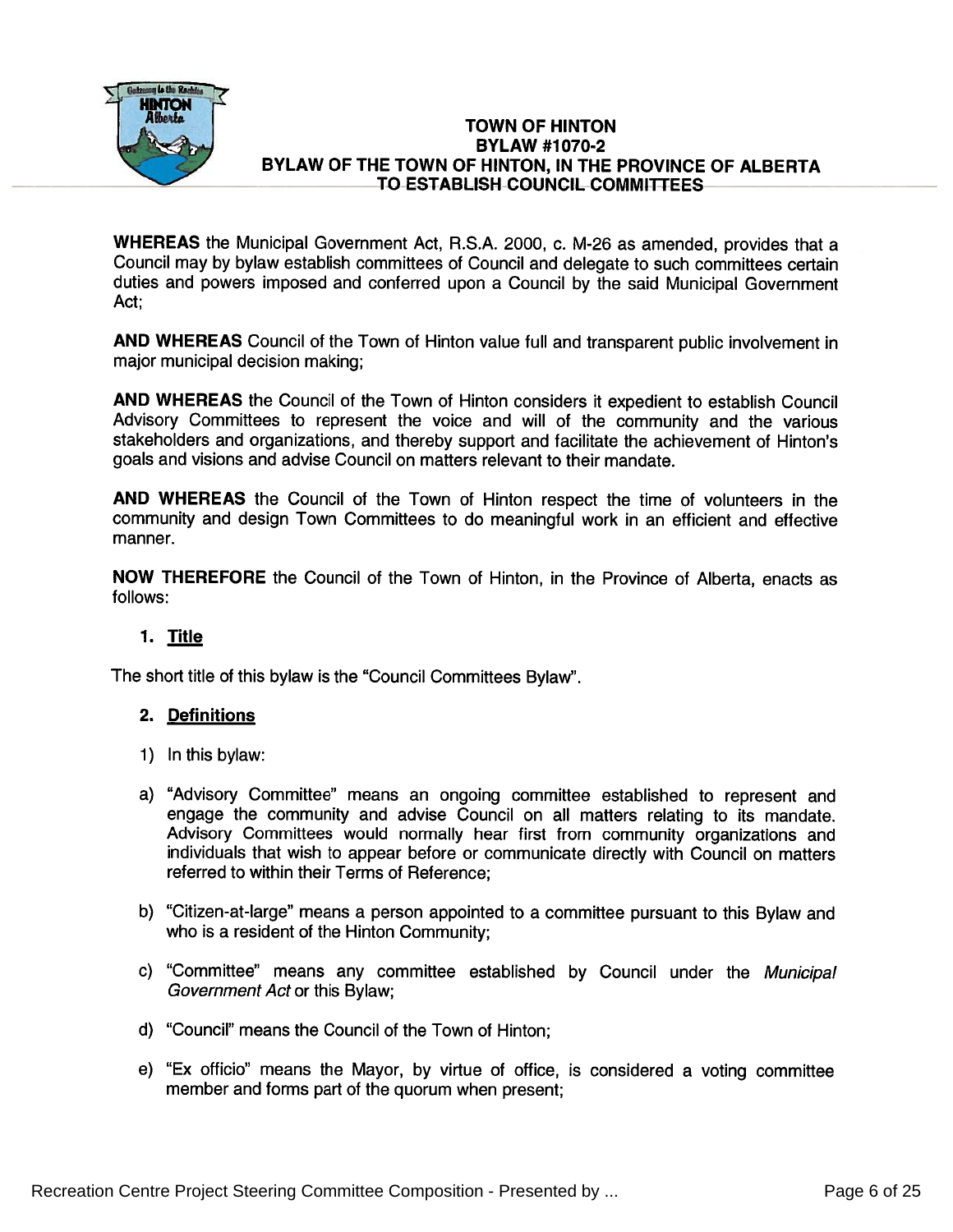**TOWN OF HINTON**
**BYLAW #1070-2**
**BYLAW OF THE TOWN OF HINTON, IN THE PROVINCE OF ALBERTA TO ESTABLISH COUNCIL COMMITTEES**

**WHEREAS** the Municipal Government Act, R.S.A. 2000, c. M-26 as amended, provides that a Council may by bylaw establish committees of Council and delegate to such committees certain duties and powers imposed and conferred upon a Council by the said Municipal Government Act;

**AND WHEREAS** Council of the Town of Hinton value full and transparent public involvement in major municipal decision making;

**AND WHEREAS** the Council of the Town of Hinton considers it expedient to establish Council Advisory Committees to represent the voice and will of the community and the various stakeholders and organizations, and thereby support and facilitate the achievement of Hinton's goals and visions and advise Council on matters relevant to their mandate.

**AND WHEREAS** the Council of the Town of Hinton respect the time of volunteers in the community and design Town Committees to do meaningful work in an efficient and effective manner.

**NOW THEREFORE** the Council of the Town of Hinton, in the Province of Alberta, enacts as follows:

## 1. Title

The short title of this bylaw is the "Council Committees Bylaw".

## 2. Definitions

1) In this bylaw:

a) "Advisory Committee" means an ongoing committee established to represent and engage the community and advise Council on all matters relating to its mandate. Advisory Committees would normally hear first from community organizations and individuals that wish to appear before or communicate directly with Council on matters referred to within their Terms of Reference;

b) "Citizen-at-large" means a person appointed to a committee pursuant to this Bylaw and who is a resident of the Hinton Community;

c) "Committee" means any committee established by Council under the *Municipal Government Act* or this Bylaw;

d) "Council" means the Council of the Town of Hinton;

e) "Ex officio" means the Mayor, by virtue of office, is considered a voting committee member and forms part of the quorum when present;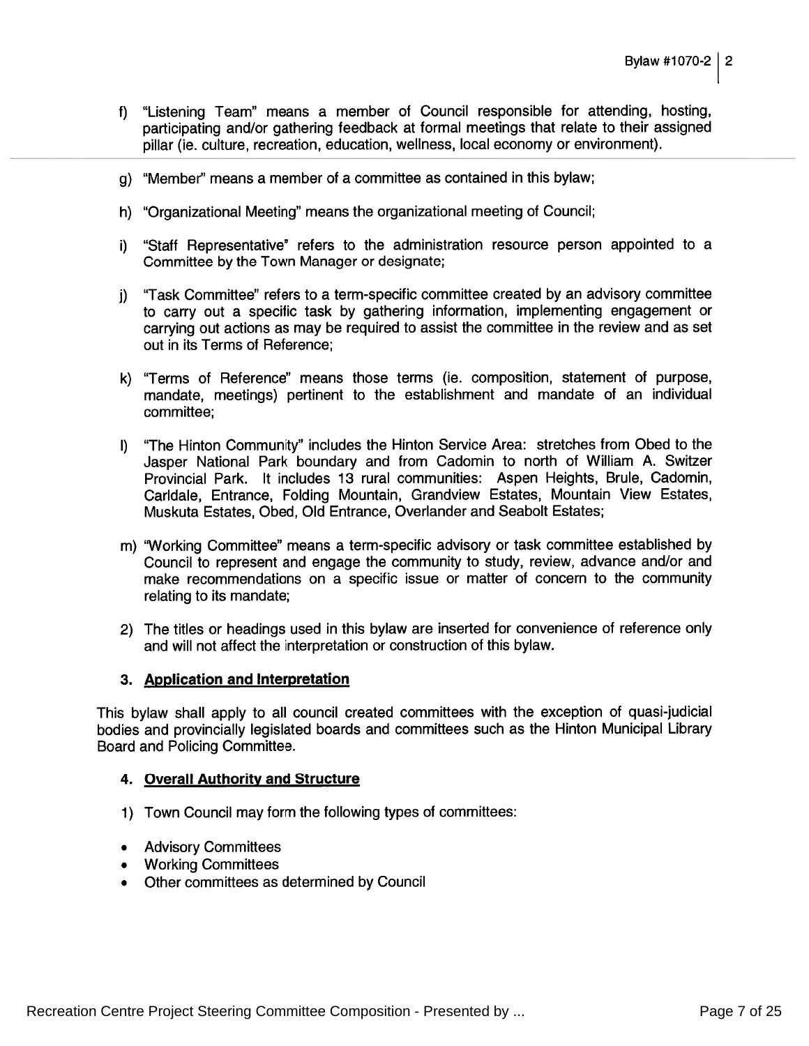f) "Listening Team" means a member of Council responsible for attending, hosting, participating and/or gathering feedback at formal meetings that relate to their assigned pillar (ie. culture, recreation, education, wellness, local economy or environment).

g) "Member" means a member of a committee as contained in this bylaw;

h) "Organizational Meeting" means the organizational meeting of Council;

i) "Staff Representative" refers to the administration resource person appointed to a Committee by the Town Manager or designate;

j) "Task Committee" refers to a term-specific committee created by an advisory committee to carry out a specific task by gathering information, implementing engagement or carrying out actions as may be required to assist the committee in the review and as set out in its Terms of Reference;

k) "Terms of Reference" means those terms (ie. composition, statement of purpose, mandate, meetings) pertinent to the establishment and mandate of an individual committee;

l) "The Hinton Community" includes the Hinton Service Area: stretches from Obed to the Jasper National Park boundary and from Cadomin to north of William A. Switzer Provincial Park. It includes 13 rural communities: Aspen Heights, Brule, Cadomin, Carldale, Entrance, Folding Mountain, Grandview Estates, Mountain View Estates, Muskuta Estates, Obed, Old Entrance, Overlander and Seabolt Estates;

m) "Working Committee" means a term-specific advisory or task committee established by Council to represent and engage the community to study, review, advance and/or and make recommendations on a specific issue or matter of concern to the community relating to its mandate;

2) The titles or headings used in this bylaw are inserted for convenience of reference only and will not affect the interpretation or construction of this bylaw.

### 3. Application and Interpretation

This bylaw shall apply to all council created committees with the exception of quasi-judicial bodies and provincially legislated boards and committees such as the Hinton Municipal Library Board and Policing Committee.

### 4. Overall Authority and Structure

1) Town Council may form the following types of committees:

- Advisory Committees
- Working Committees
- Other committees as determined by Council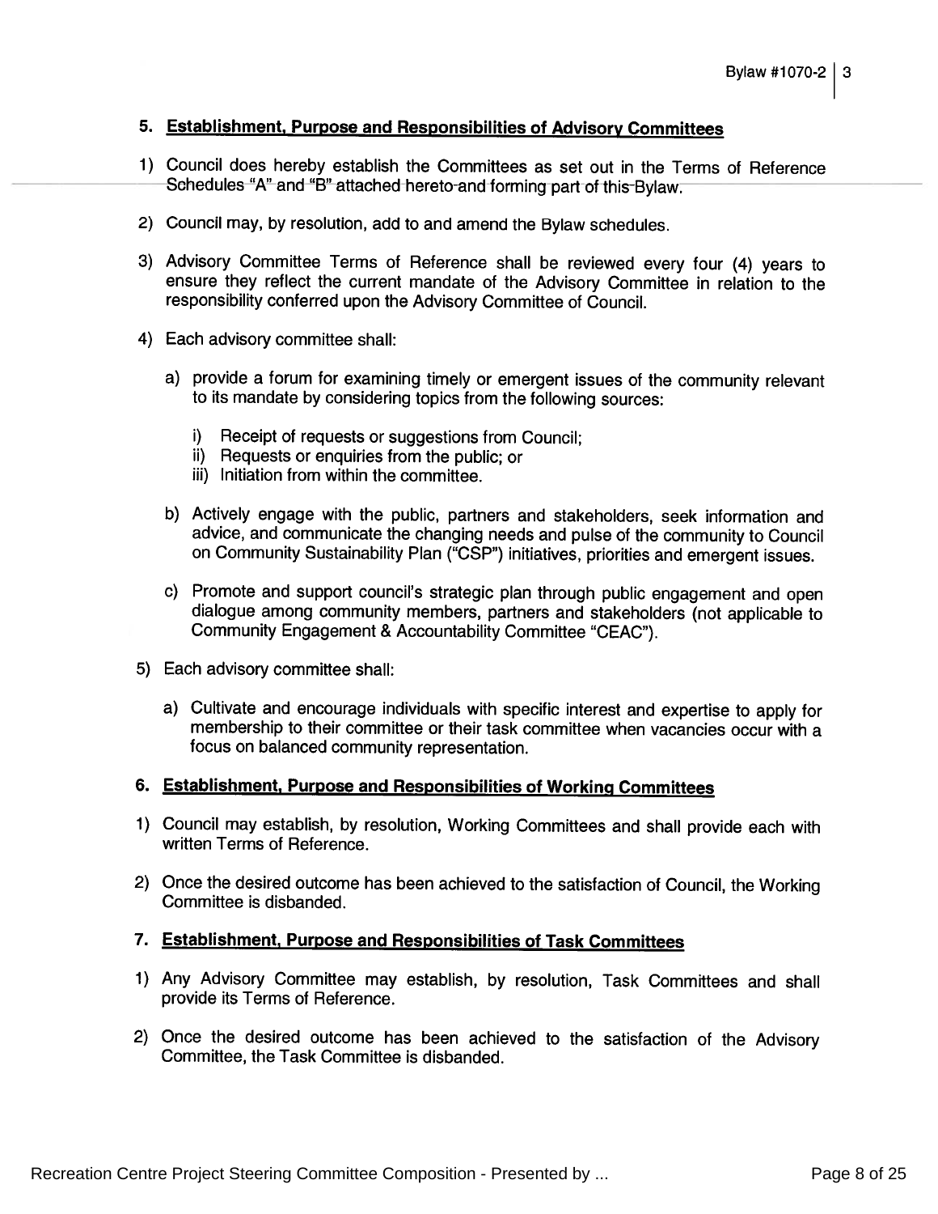## 5. Establishment, Purpose and Responsibilities of Advisory Committees

1) Council does hereby establish the Committees as set out in the Terms of Reference Schedules "A" and "B" attached hereto and forming part of this Bylaw.

2) Council may, by resolution, add to and amend the Bylaw schedules.

3) Advisory Committee Terms of Reference shall be reviewed every four (4) years to ensure they reflect the current mandate of the Advisory Committee in relation to the responsibility conferred upon the Advisory Committee of Council.

4) Each advisory committee shall:

   a) provide a forum for examining timely or emergent issues of the community relevant to its mandate by considering topics from the following sources:

      i) Receipt of requests or suggestions from Council;
      ii) Requests or enquiries from the public; or
      iii) Initiation from within the committee.

   b) Actively engage with the public, partners and stakeholders, seek information and advice, and communicate the changing needs and pulse of the community to Council on Community Sustainability Plan ("CSP") initiatives, priorities and emergent issues.

   c) Promote and support council's strategic plan through public engagement and open dialogue among community members, partners and stakeholders (not applicable to Community Engagement & Accountability Committee "CEAC").

5) Each advisory committee shall:

   a) Cultivate and encourage individuals with specific interest and expertise to apply for membership to their committee or their task committee when vacancies occur with a focus on balanced community representation.

## 6. Establishment, Purpose and Responsibilities of Working Committees

1) Council may establish, by resolution, Working Committees and shall provide each with written Terms of Reference.

2) Once the desired outcome has been achieved to the satisfaction of Council, the Working Committee is disbanded.

## 7. Establishment, Purpose and Responsibilities of Task Committees

1) Any Advisory Committee may establish, by resolution, Task Committees and shall provide its Terms of Reference.

2) Once the desired outcome has been achieved to the satisfaction of the Advisory Committee, the Task Committee is disbanded.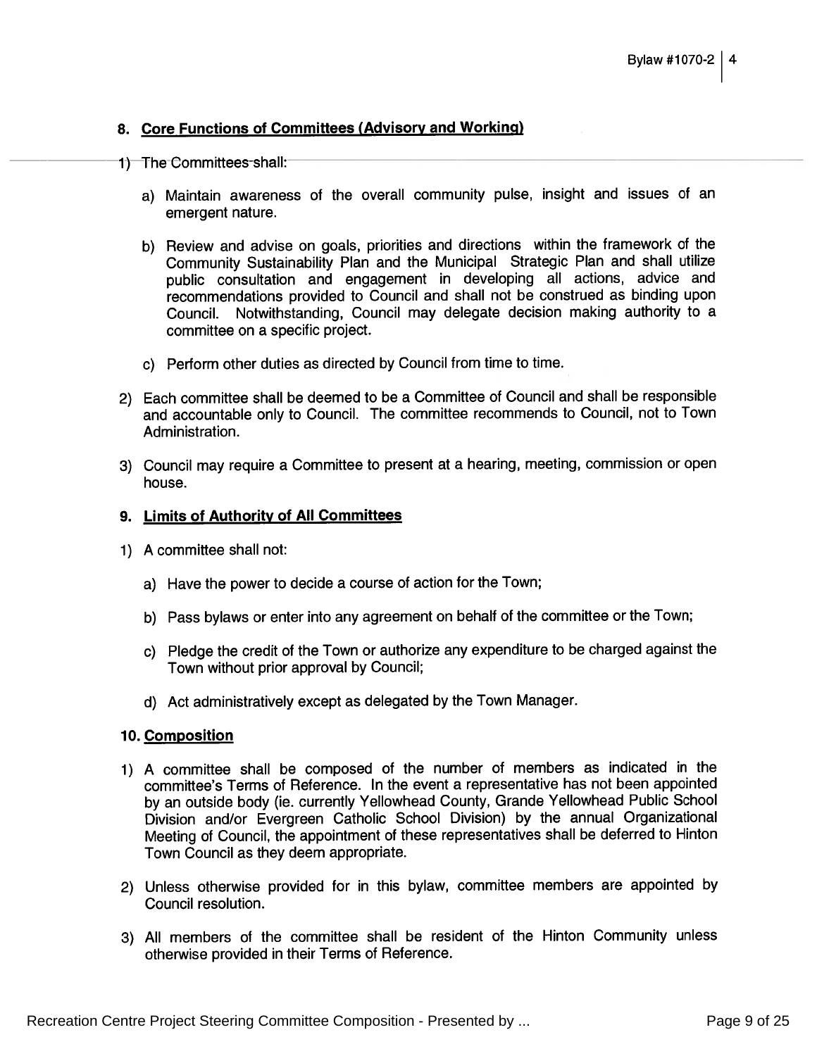## 8. Core Functions of Committees (Advisory and Working)

1) The Committees shall:

   a) Maintain awareness of the overall community pulse, insight and issues of an emergent nature.

   b) Review and advise on goals, priorities and directions within the framework of the Community Sustainability Plan and the Municipal Strategic Plan and shall utilize public consultation and engagement in developing all actions, advice and recommendations provided to Council and shall not be construed as binding upon Council. Notwithstanding, Council may delegate decision making authority to a committee on a specific project.

   c) Perform other duties as directed by Council from time to time.

2) Each committee shall be deemed to be a Committee of Council and shall be responsible and accountable only to Council. The committee recommends to Council, not to Town Administration.

3) Council may require a Committee to present at a hearing, meeting, commission or open house.

## 9. Limits of Authority of All Committees

1) A committee shall not:

   a) Have the power to decide a course of action for the Town;

   b) Pass bylaws or enter into any agreement on behalf of the committee or the Town;

   c) Pledge the credit of the Town or authorize any expenditure to be charged against the Town without prior approval by Council;

   d) Act administratively except as delegated by the Town Manager.

## 10. Composition

1) A committee shall be composed of the number of members as indicated in the committee's Terms of Reference. In the event a representative has not been appointed by an outside body (ie. currently Yellowhead County, Grande Yellowhead Public School Division and/or Evergreen Catholic School Division) by the annual Organizational Meeting of Council, the appointment of these representatives shall be deferred to Hinton Town Council as they deem appropriate.

2) Unless otherwise provided for in this bylaw, committee members are appointed by Council resolution.

3) All members of the committee shall be resident of the Hinton Community unless otherwise provided in their Terms of Reference.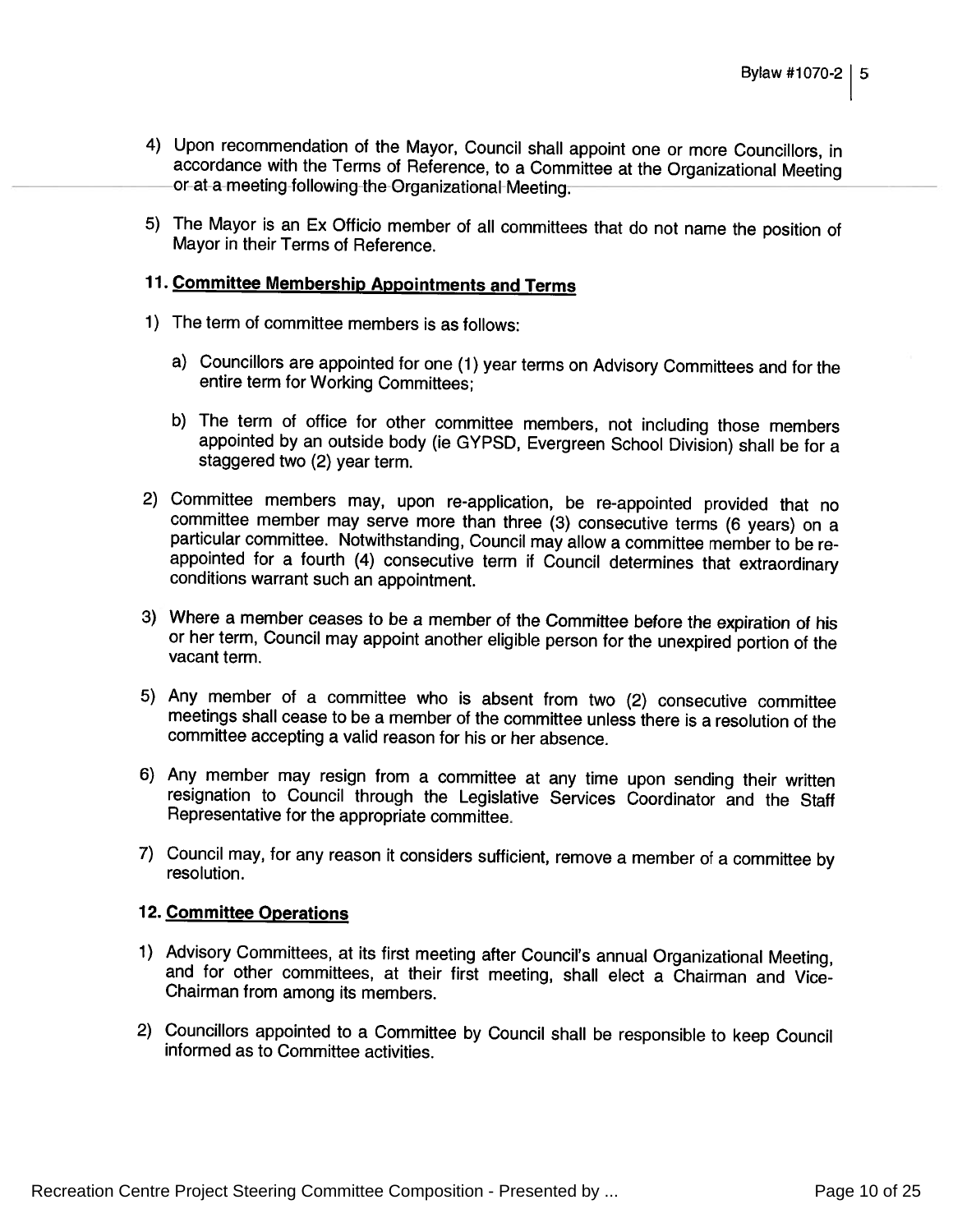4) Upon recommendation of the Mayor, Council shall appoint one or more Councillors, in accordance with the Terms of Reference, to a Committee at the Organizational Meeting or at a meeting following the Organizational Meeting.

5) The Mayor is an Ex Officio member of all committees that do not name the position of Mayor in their Terms of Reference.

## 11. Committee Membership Appointments and Terms

1) The term of committee members is as follows:

   a) Councillors are appointed for one (1) year terms on Advisory Committees and for the entire term for Working Committees;

   b) The term of office for other committee members, not including those members appointed by an outside body (ie GYPSD, Evergreen School Division) shall be for a staggered two (2) year term.

2) Committee members may, upon re-application, be re-appointed provided that no committee member may serve more than three (3) consecutive terms (6 years) on a particular committee. Notwithstanding, Council may allow a committee member to be re-appointed for a fourth (4) consecutive term if Council determines that extraordinary conditions warrant such an appointment.

3) Where a member ceases to be a member of the Committee before the expiration of his or her term, Council may appoint another eligible person for the unexpired portion of the vacant term.

5) Any member of a committee who is absent from two (2) consecutive committee meetings shall cease to be a member of the committee unless there is a resolution of the committee accepting a valid reason for his or her absence.

6) Any member may resign from a committee at any time upon sending their written resignation to Council through the Legislative Services Coordinator and the Staff Representative for the appropriate committee.

7) Council may, for any reason it considers sufficient, remove a member of a committee by resolution.

## 12. Committee Operations

1) Advisory Committees, at its first meeting after Council's annual Organizational Meeting, and for other committees, at their first meeting, shall elect a Chairman and Vice-Chairman from among its members.

2) Councillors appointed to a Committee by Council shall be responsible to keep Council informed as to Committee activities.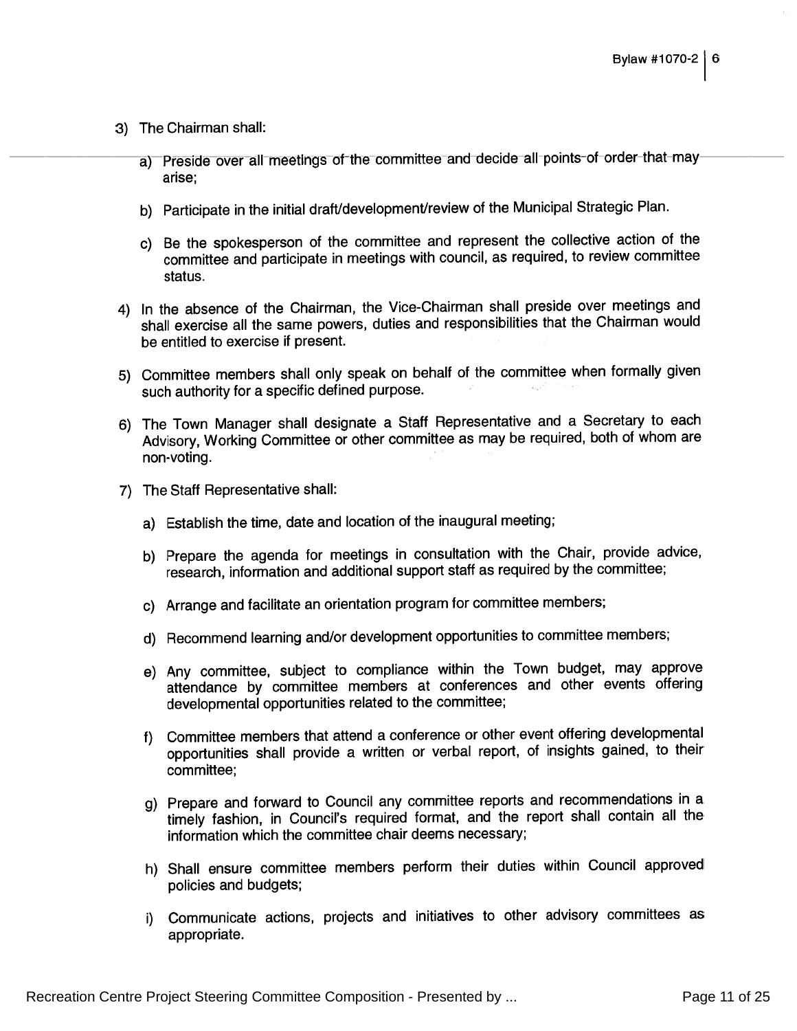3) The Chairman shall:

   a) Preside over all meetings of the committee and decide all points of order that may arise;

   b) Participate in the initial draft/development/review of the Municipal Strategic Plan.

   c) Be the spokesperson of the committee and represent the collective action of the committee and participate in meetings with council, as required, to review committee status.

4) In the absence of the Chairman, the Vice-Chairman shall preside over meetings and shall exercise all the same powers, duties and responsibilities that the Chairman would be entitled to exercise if present.

5) Committee members shall only speak on behalf of the committee when formally given such authority for a specific defined purpose.

6) The Town Manager shall designate a Staff Representative and a Secretary to each Advisory, Working Committee or other committee as may be required, both of whom are non-voting.

7) The Staff Representative shall:

   a) Establish the time, date and location of the inaugural meeting;

   b) Prepare the agenda for meetings in consultation with the Chair, provide advice, research, information and additional support staff as required by the committee;

   c) Arrange and facilitate an orientation program for committee members;

   d) Recommend learning and/or development opportunities to committee members;

   e) Any committee, subject to compliance within the Town budget, may approve attendance by committee members at conferences and other events offering developmental opportunities related to the committee;

   f) Committee members that attend a conference or other event offering developmental opportunities shall provide a written or verbal report, of insights gained, to their committee;

   g) Prepare and forward to Council any committee reports and recommendations in a timely fashion, in Council's required format, and the report shall contain all the information which the committee chair deems necessary;

   h) Shall ensure committee members perform their duties within Council approved policies and budgets;

   i) Communicate actions, projects and initiatives to other advisory committees as appropriate.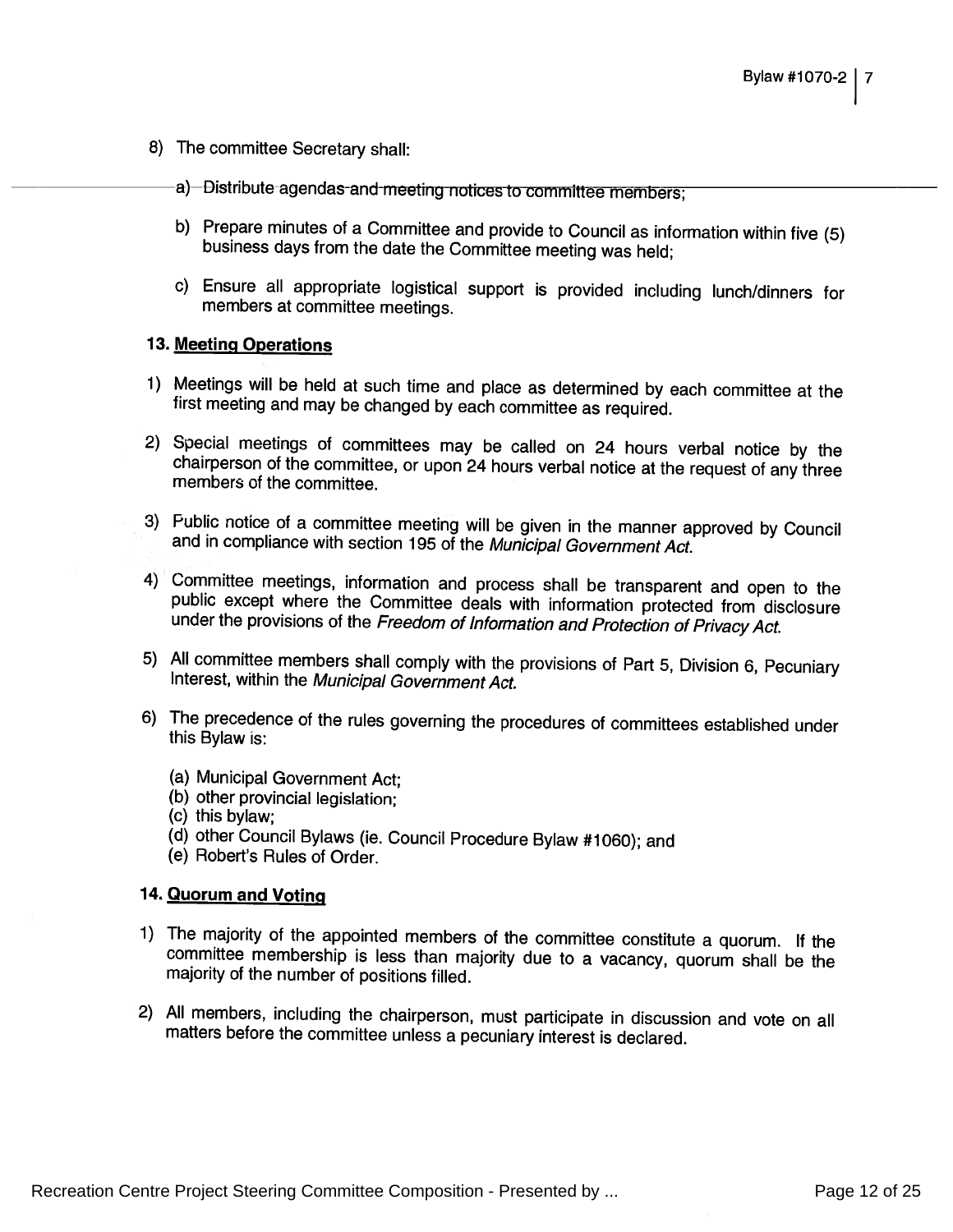8) The committee Secretary shall:

   a) Distribute agendas and meeting notices to committee members;

   b) Prepare minutes of a Committee and provide to Council as information within five (5) business days from the date the Committee meeting was held;

   c) Ensure all appropriate logistical support is provided including lunch/dinners for members at committee meetings.

**13. Meeting Operations**

1) Meetings will be held at such time and place as determined by each committee at the first meeting and may be changed by each committee as required.

2) Special meetings of committees may be called on 24 hours verbal notice by the chairperson of the committee, or upon 24 hours verbal notice at the request of any three members of the committee.

3) Public notice of a committee meeting will be given in the manner approved by Council and in compliance with section 195 of the *Municipal Government Act*.

4) Committee meetings, information and process shall be transparent and open to the public except where the Committee deals with information protected from disclosure under the provisions of the *Freedom of Information and Protection of Privacy Act*.

5) All committee members shall comply with the provisions of Part 5, Division 6, Pecuniary Interest, within the *Municipal Government Act*.

6) The precedence of the rules governing the procedures of committees established under this Bylaw is:

   (a) Municipal Government Act;
   (b) other provincial legislation;
   (c) this bylaw;
   (d) other Council Bylaws (ie. Council Procedure Bylaw #1060); and
   (e) Robert's Rules of Order.

**14. Quorum and Voting**

1) The majority of the appointed members of the committee constitute a quorum. If the committee membership is less than majority due to a vacancy, quorum shall be the majority of the number of positions filled.

2) All members, including the chairperson, must participate in discussion and vote on all matters before the committee unless a pecuniary interest is declared.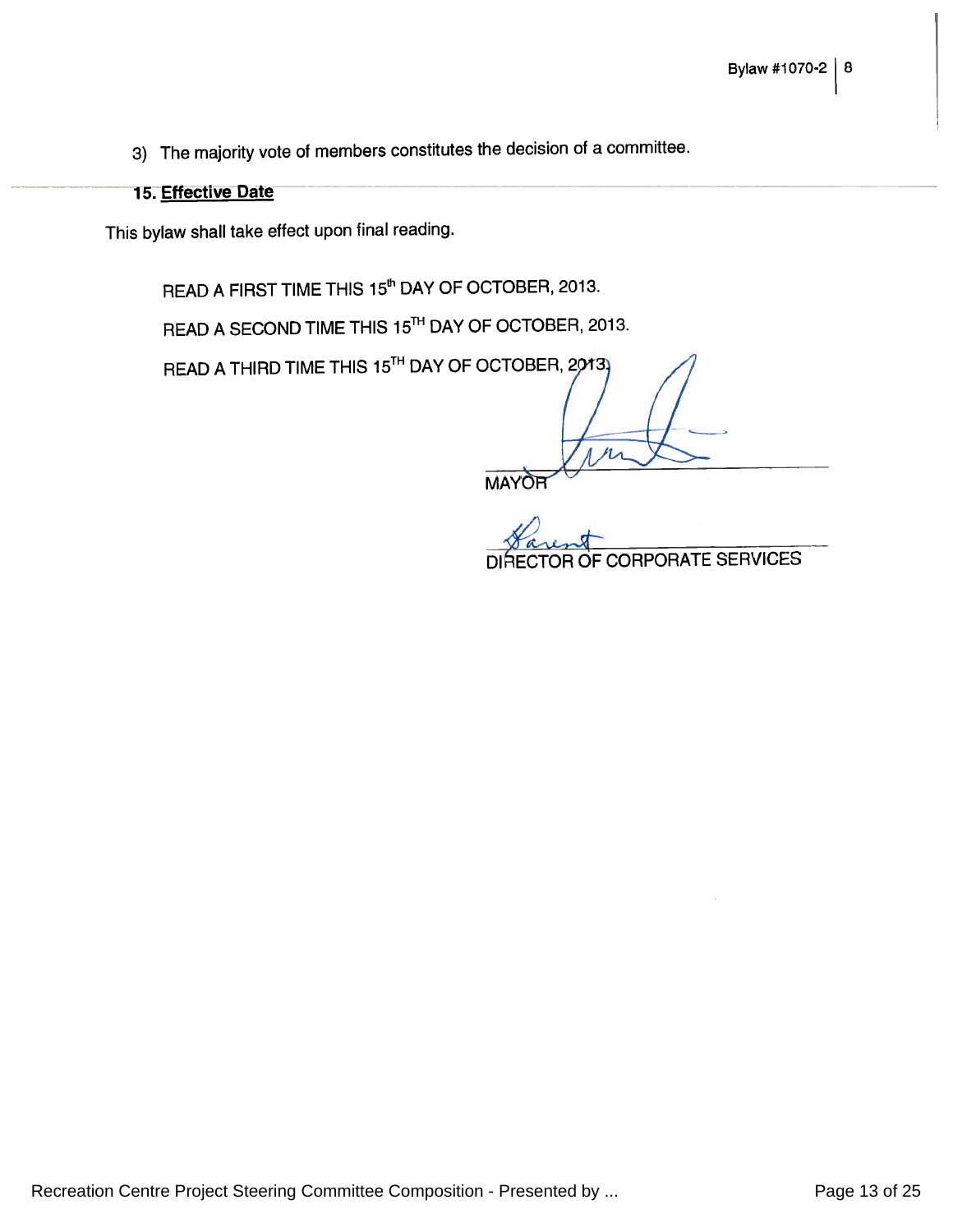3) The majority vote of members constitutes the decision of a committee.

## 15. Effective Date

This bylaw shall take effect upon final reading.

READ A FIRST TIME THIS 15th DAY OF OCTOBER, 2013.

READ A SECOND TIME THIS 15TH DAY OF OCTOBER, 2013.

READ A THIRD TIME THIS 15TH DAY OF OCTOBER, 2013.

MAYOR

DIRECTOR OF CORPORATE SERVICES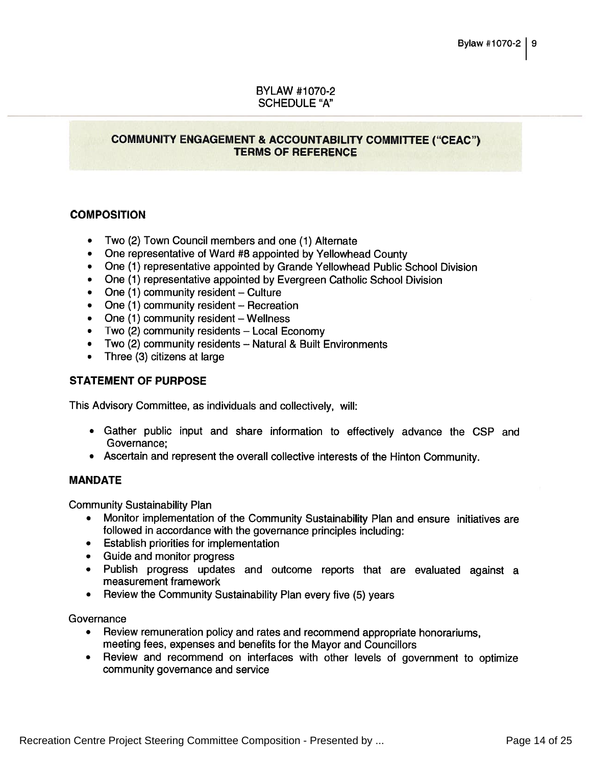BYLAW #1070-2
SCHEDULE "A"

## COMMUNITY ENGAGEMENT & ACCOUNTABILITY COMMITTEE ("CEAC") TERMS OF REFERENCE

### COMPOSITION

- Two (2) Town Council members and one (1) Alternate
- One representative of Ward #8 appointed by Yellowhead County
- One (1) representative appointed by Grande Yellowhead Public School Division
- One (1) representative appointed by Evergreen Catholic School Division
- One (1) community resident – Culture
- One (1) community resident – Recreation
- One (1) community resident – Wellness
- Two (2) community residents – Local Economy
- Two (2) community residents – Natural & Built Environments
- Three (3) citizens at large

### STATEMENT OF PURPOSE

This Advisory Committee, as individuals and collectively, will:

- Gather public input and share information to effectively advance the CSP and Governance;
- Ascertain and represent the overall collective interests of the Hinton Community.

### MANDATE

Community Sustainability Plan

- Monitor implementation of the Community Sustainability Plan and ensure initiatives are followed in accordance with the governance principles including:
- Establish priorities for implementation
- Guide and monitor progress
- Publish progress updates and outcome reports that are evaluated against a measurement framework
- Review the Community Sustainability Plan every five (5) years

Governance

- Review remuneration policy and rates and recommend appropriate honorariums, meeting fees, expenses and benefits for the Mayor and Councillors
- Review and recommend on interfaces with other levels of government to optimize community governance and service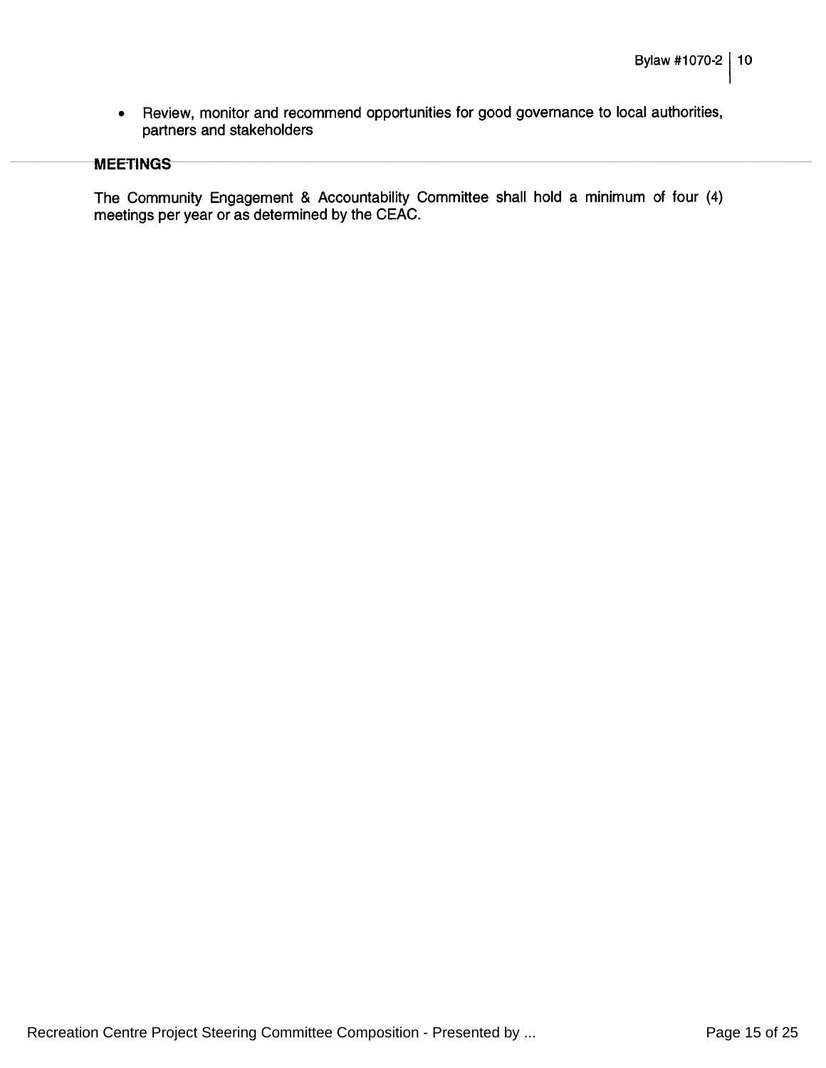- Review, monitor and recommend opportunities for good governance to local authorities, partners and stakeholders

## MEETINGS

The Community Engagement & Accountability Committee shall hold a minimum of four (4) meetings per year or as determined by the CEAC.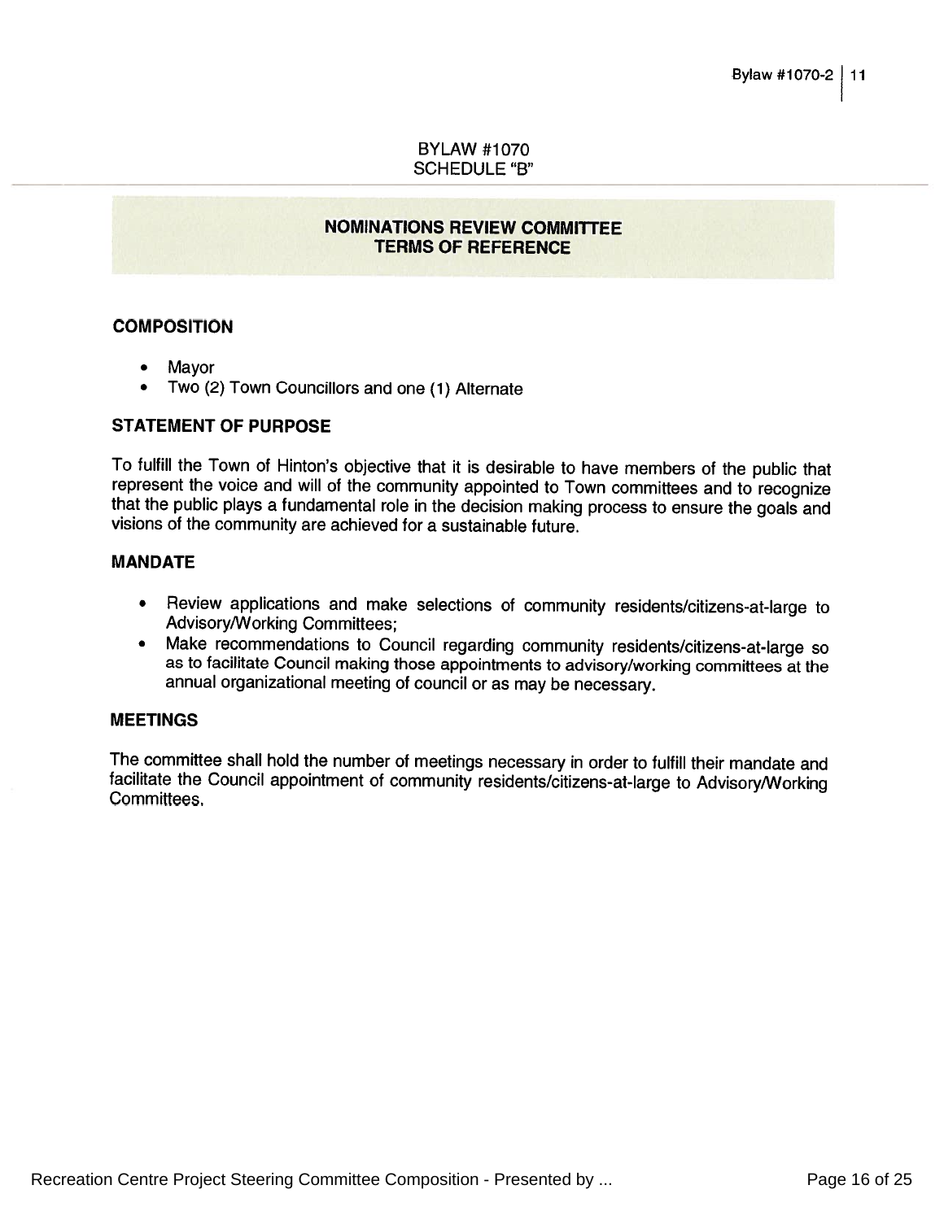BYLAW #1070
SCHEDULE "B"

## NOMINATIONS REVIEW COMMITTEE
## TERMS OF REFERENCE

### COMPOSITION

- Mayor
- Two (2) Town Councillors and one (1) Alternate

### STATEMENT OF PURPOSE

To fulfill the Town of Hinton's objective that it is desirable to have members of the public that represent the voice and will of the community appointed to Town committees and to recognize that the public plays a fundamental role in the decision making process to ensure the goals and visions of the community are achieved for a sustainable future.

### MANDATE

- Review applications and make selections of community residents/citizens-at-large to Advisory/Working Committees;
- Make recommendations to Council regarding community residents/citizens-at-large so as to facilitate Council making those appointments to advisory/working committees at the annual organizational meeting of council or as may be necessary.

### MEETINGS

The committee shall hold the number of meetings necessary in order to fulfill their mandate and facilitate the Council appointment of community residents/citizens-at-large to Advisory/Working Committees.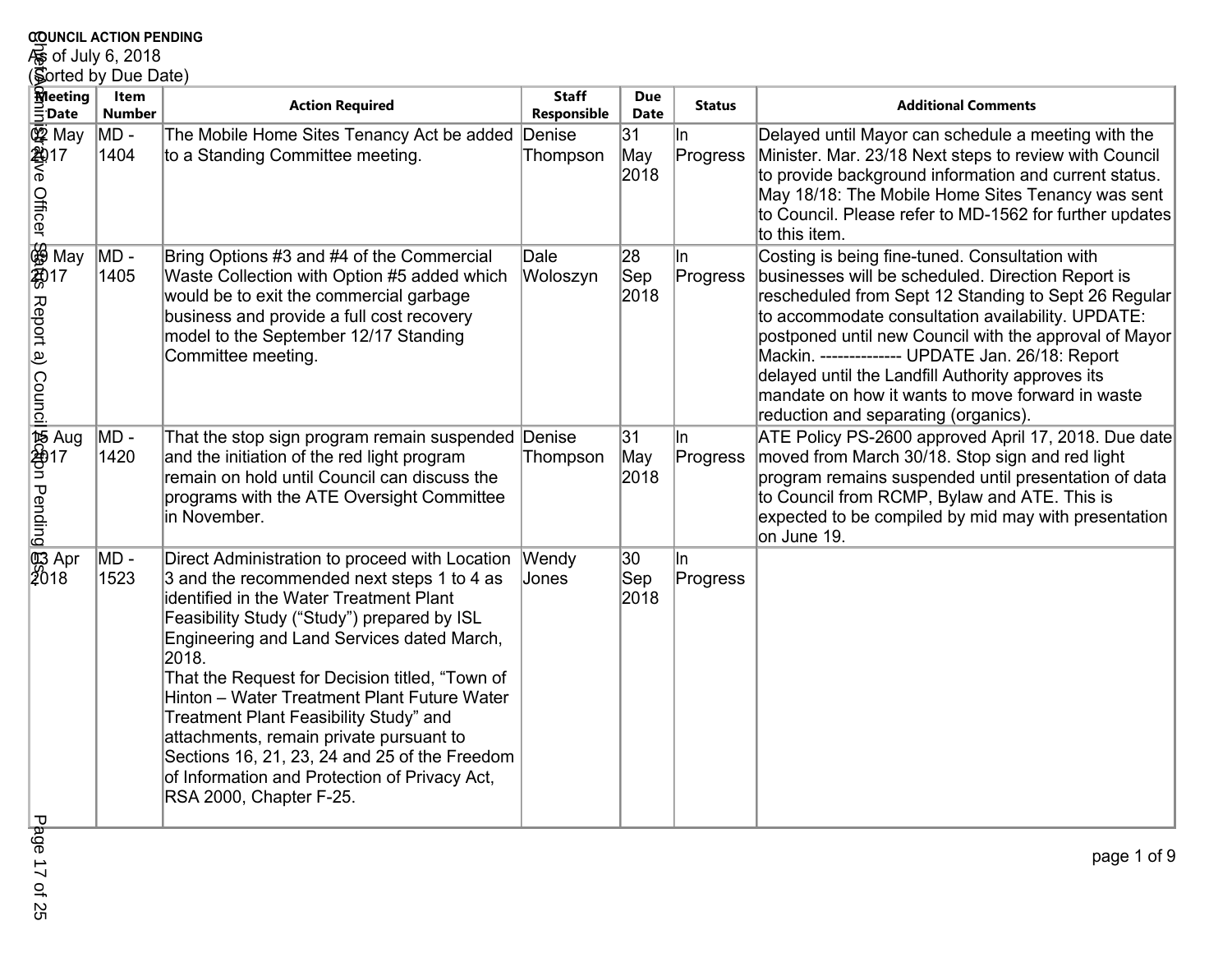**COUNCIL ACTION PENDING**
As of July 6, 2018
(Sorted by Due Date)

| Meeting Date | Item Number | Action Required | Staff Responsible | Due Date | Status | Additional Comments |
|---|---|---|---|---|---|---|
| 02 May 2017 | MD - 1404 | The Mobile Home Sites Tenancy Act be added to a Standing Committee meeting. | Denise Thompson | 31 May 2018 | In Progress | Delayed until Mayor can schedule a meeting with the Minister. Mar. 23/18 Next steps to review with Council to provide background information and current status. May 18/18: The Mobile Home Sites Tenancy was sent to Council. Please refer to MD-1562 for further updates to this item. |
| 09 May 2017 | MD - 1405 | Bring Options #3 and #4 of the Commercial Waste Collection with Option #5 added which would be to exit the commercial garbage business and provide a full cost recovery model to the September 12/17 Standing Committee meeting. | Dale Woloszyn | 28 Sep 2018 | In Progress | Costing is being fine-tuned. Consultation with businesses will be scheduled. Direction Report is rescheduled from Sept 12 Standing to Sept 26 Regular to accommodate consultation availability. UPDATE: postponed until new Council with the approval of Mayor Mackin. -------------- UPDATE Jan. 26/18: Report delayed until the Landfill Authority approves its mandate on how it wants to move forward in waste reduction and separating (organics). |
| 15 Aug 2017 | MD - 1420 | That the stop sign program remain suspended and the initiation of the red light program remain on hold until Council can discuss the programs with the ATE Oversight Committee in November. | Denise Thompson | 31 May 2018 | In Progress | ATE Policy PS-2600 approved April 17, 2018. Due date moved from March 30/18. Stop sign and red light program remains suspended until presentation of data to Council from RCMP, Bylaw and ATE. This is expected to be compiled by mid may with presentation on June 19. |
| 03 Apr 2018 | MD - 1523 | Direct Administration to proceed with Location 3 and the recommended next steps 1 to 4 as identified in the Water Treatment Plant Feasibility Study ("Study") prepared by ISL Engineering and Land Services dated March, 2018.<br>That the Request for Decision titled, "Town of Hinton – Water Treatment Plant Future Water Treatment Plant Feasibility Study" and attachments, remain private pursuant to Sections 16, 21, 23, 24 and 25 of the Freedom of Information and Protection of Privacy Act, RSA 2000, Chapter F-25. | Wendy Jones | 30 Sep 2018 | In Progress | |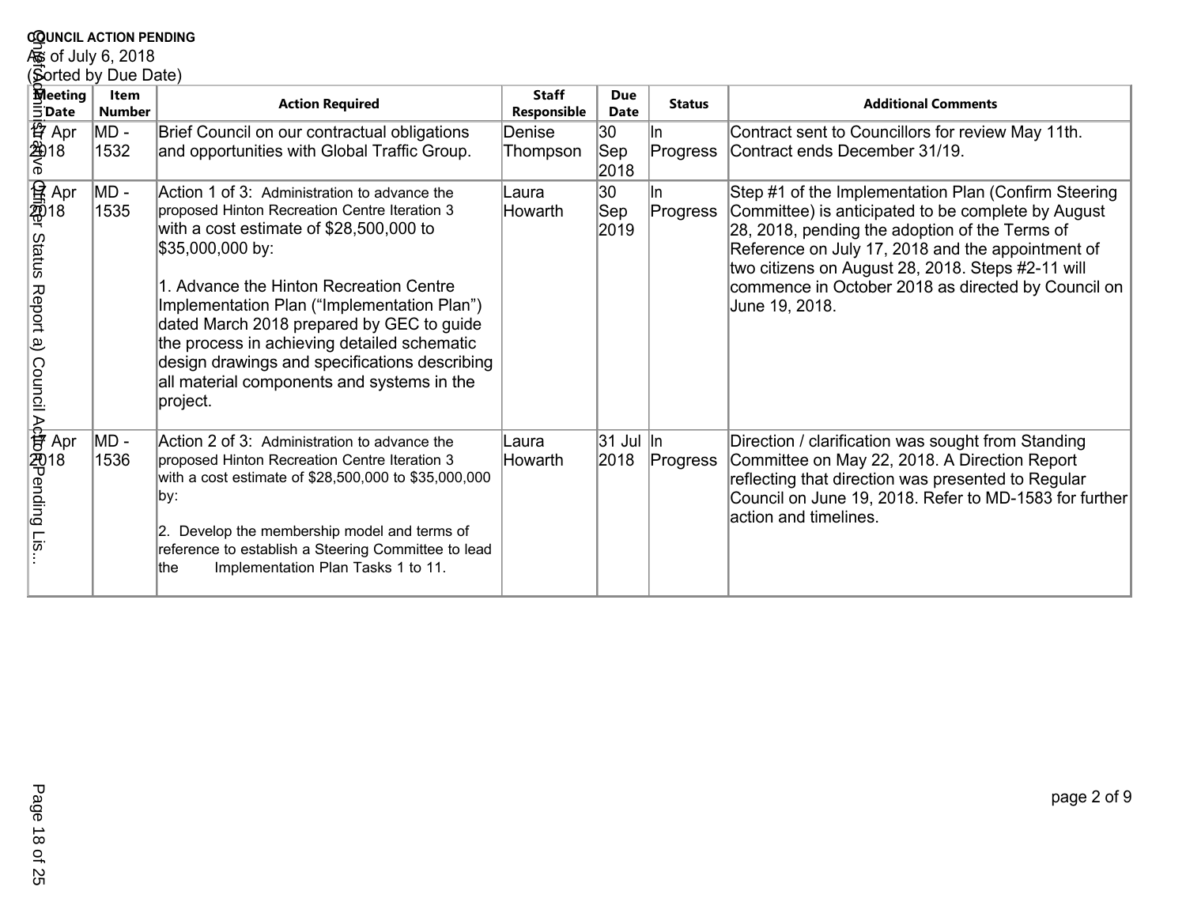**COUNCIL ACTION PENDING**
As of July 6, 2018
(Sorted by Due Date)

| Meeting Date | Item Number | Action Required | Staff Responsible | Due Date | Status | Additional Comments |
|---|---|---|---|---|---|---|
| 17 Apr 2018 | MD - 1532 | Brief Council on our contractual obligations and opportunities with Global Traffic Group. | Denise Thompson | 30 Sep 2018 | In Progress | Contract sent to Councillors for review May 11th. Contract ends December 31/19. |
| 17 Apr 2018 | MD - 1535 | Action 1 of 3: Administration to advance the proposed Hinton Recreation Centre Iteration 3 with a cost estimate of $28,500,000 to $35,000,000 by:<br><br>1. Advance the Hinton Recreation Centre Implementation Plan ("Implementation Plan") dated March 2018 prepared by GEC to guide the process in achieving detailed schematic design drawings and specifications describing all material components and systems in the project. | Laura Howarth | 30 Sep 2019 | In Progress | Step #1 of the Implementation Plan (Confirm Steering Committee) is anticipated to be complete by August 28, 2018, pending the adoption of the Terms of Reference on July 17, 2018 and the appointment of two citizens on August 28, 2018. Steps #2-11 will commence in October 2018 as directed by Council on June 19, 2018. |
| 17 Apr 2018 | MD - 1536 | Action 2 of 3: Administration to advance the proposed Hinton Recreation Centre Iteration 3 with a cost estimate of $28,500,000 to $35,000,000 by:<br><br>2. Develop the membership model and terms of reference to establish a Steering Committee to lead the Implementation Plan Tasks 1 to 11. | Laura Howarth | 31 Jul 2018 | In Progress | Direction / clarification was sought from Standing Committee on May 22, 2018. A Direction Report reflecting that direction was presented to Regular Council on June 19, 2018. Refer to MD-1583 for further action and timelines. |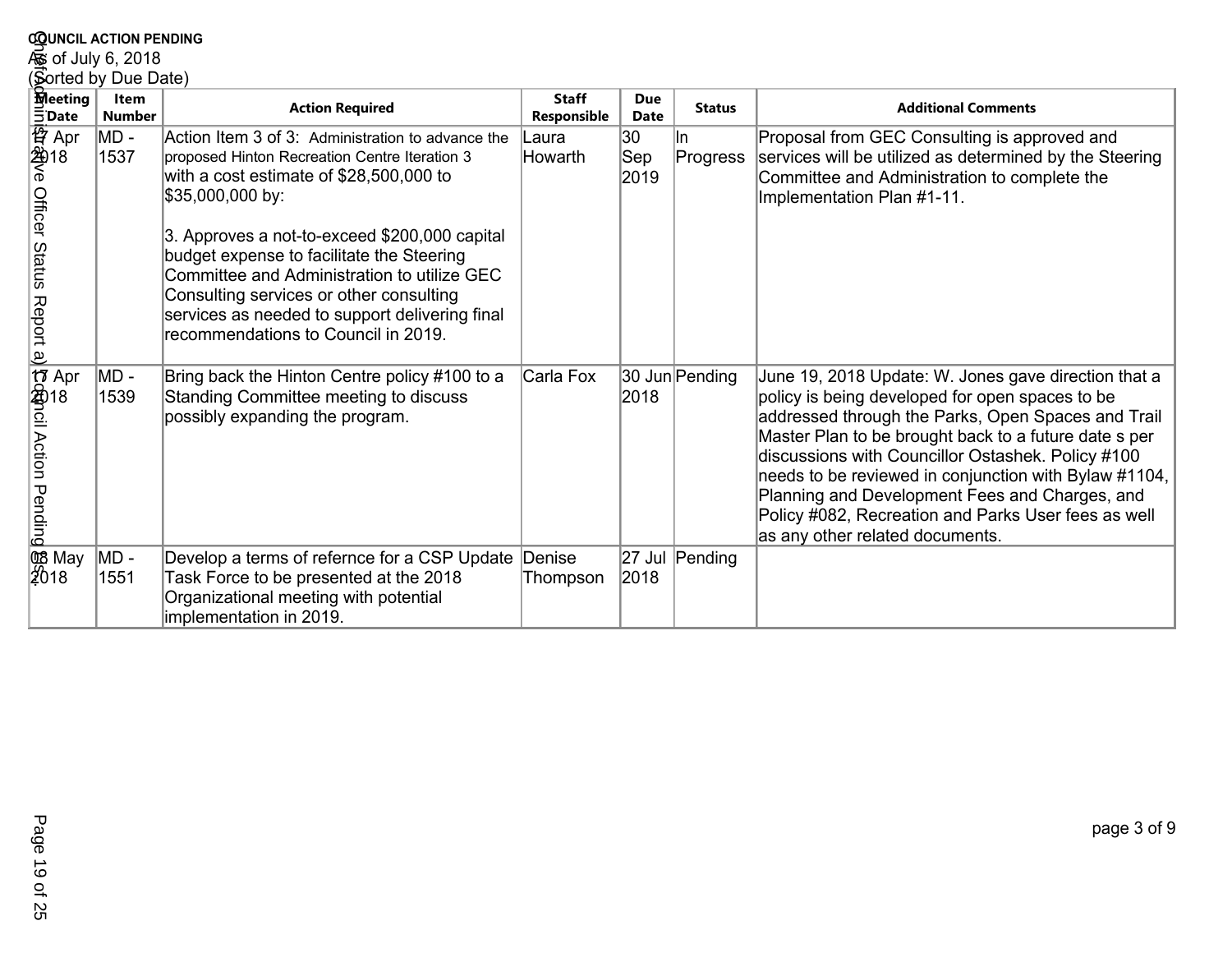**COUNCIL ACTION PENDING**
As of July 6, 2018
(Sorted by Due Date)

| Meeting Date | Item Number | Action Required | Staff Responsible | Due Date | Status | Additional Comments |
|---|---|---|---|---|---|---|
| 17 Apr 2018 | MD - 1537 | Action Item 3 of 3: Administration to advance the proposed Hinton Recreation Centre Iteration 3 with a cost estimate of $28,500,000 to $35,000,000 by:<br><br>3. Approves a not-to-exceed $200,000 capital budget expense to facilitate the Steering Committee and Administration to utilize GEC Consulting services or other consulting services as needed to support delivering final recommendations to Council in 2019. | Laura Howarth | 30 Sep 2019 | In Progress | Proposal from GEC Consulting is approved and services will be utilized as determined by the Steering Committee and Administration to complete the Implementation Plan #1-11. |
| 17 Apr 2018 | MD - 1539 | Bring back the Hinton Centre policy #100 to a Standing Committee meeting to discuss possibly expanding the program. | Carla Fox | 30 Jun 2018 | Pending | June 19, 2018 Update: W. Jones gave direction that a policy is being developed for open spaces to be addressed through the Parks, Open Spaces and Trail Master Plan to be brought back to a future date s per discussions with Councillor Ostashek. Policy #100 needs to be reviewed in conjunction with Bylaw #1104, Planning and Development Fees and Charges, and Policy #082, Recreation and Parks User fees as well as any other related documents. |
| 08 May 2018 | MD - 1551 | Develop a terms of refernce for a CSP Update Task Force to be presented at the 2018 Organizational meeting with potential implementation in 2019. | Denise Thompson | 27 Jul 2018 | Pending | |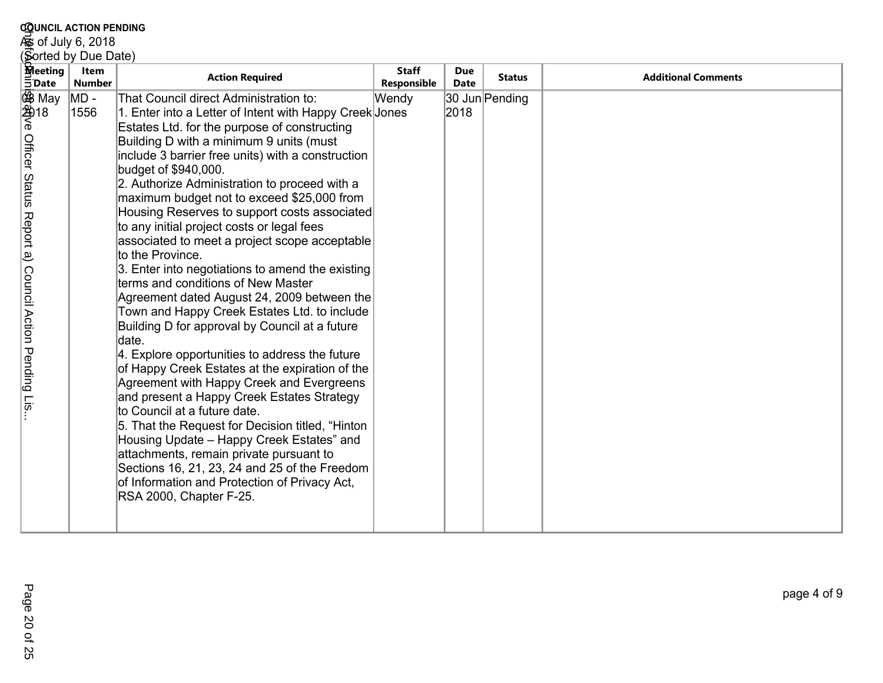**COUNCIL ACTION PENDING**
As of July 6, 2018
(Sorted by Due Date)

| Meeting Date | Item Number | Action Required | Staff Responsible | Due Date | Status | Additional Comments |
|---|---|---|---|---|---|---|
| 08 May 2018 | MD - 1556 | That Council direct Administration to:<br>1. Enter into a Letter of Intent with Happy Creek Estates Ltd. for the purpose of constructing Building D with a minimum 9 units (must include 3 barrier free units) with a construction budget of $940,000.<br>2. Authorize Administration to proceed with a maximum budget not to exceed $25,000 from Housing Reserves to support costs associated to any initial project costs or legal fees associated to meet a project scope acceptable to the Province.<br>3. Enter into negotiations to amend the existing terms and conditions of New Master Agreement dated August 24, 2009 between the Town and Happy Creek Estates Ltd. to include Building D for approval by Council at a future date.<br>4. Explore opportunities to address the future of Happy Creek Estates at the expiration of the Agreement with Happy Creek and Evergreens and present a Happy Creek Estates Strategy to Council at a future date.<br>5. That the Request for Decision titled, “Hinton Housing Update – Happy Creek Estates” and attachments, remain private pursuant to Sections 16, 21, 23, 24 and 25 of the Freedom of Information and Protection of Privacy Act, RSA 2000, Chapter F-25. | Wendy Jones | 30 Jun 2018 | Pending | |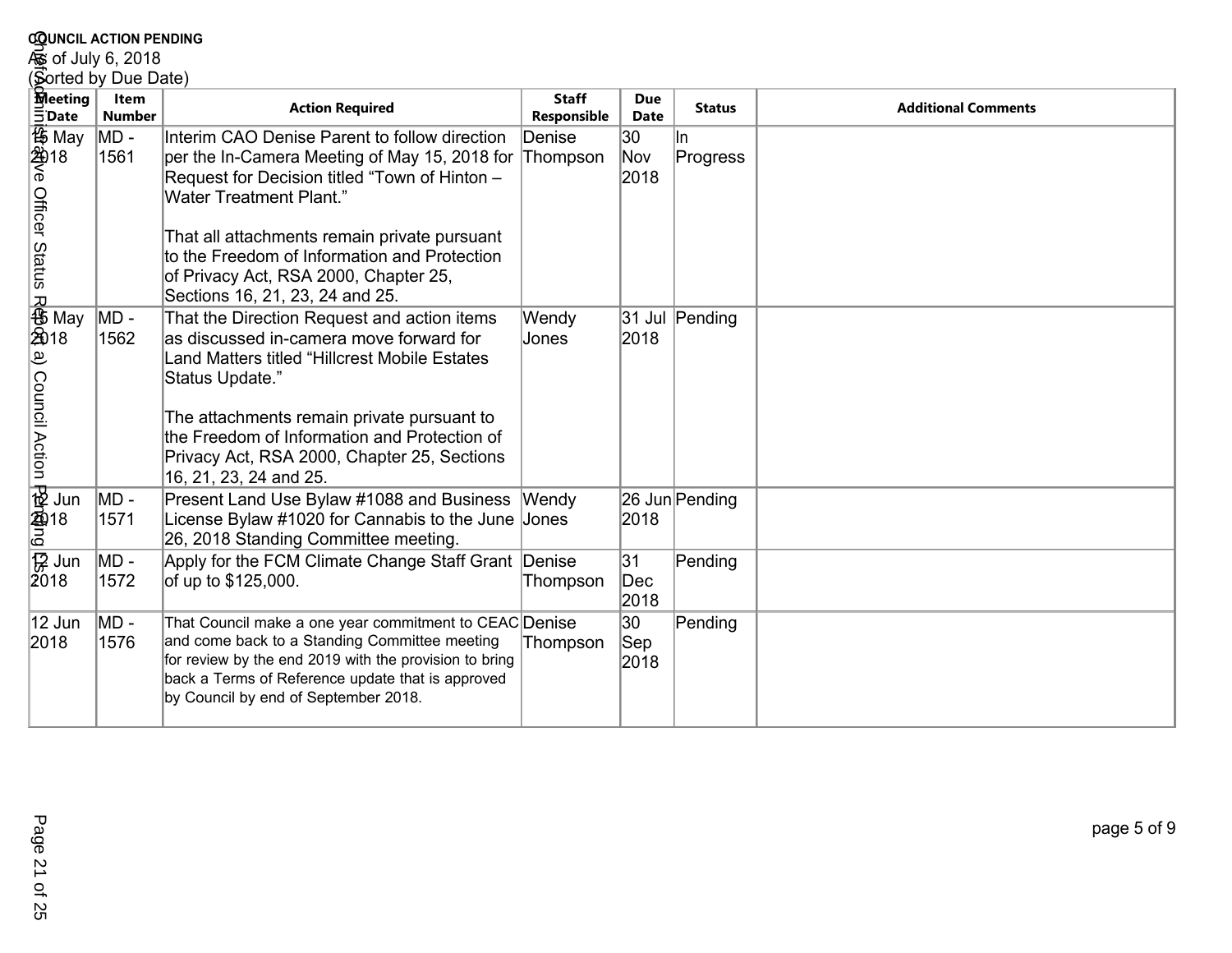**COUNCIL ACTION PENDING**
As of July 6, 2018
(Sorted by Due Date)

| Meeting Date | Item Number | Action Required | Staff Responsible | Due Date | Status | Additional Comments |
|---|---|---|---|---|---|---|
| 15 May 2018 | MD - 1561 | Interim CAO Denise Parent to follow direction per the In-Camera Meeting of May 15, 2018 for Request for Decision titled "Town of Hinton – Water Treatment Plant."<br><br>That all attachments remain private pursuant to the Freedom of Information and Protection of Privacy Act, RSA 2000, Chapter 25, Sections 16, 21, 23, 24 and 25. | Denise Thompson | 30 Nov 2018 | In Progress | |
| 15 May 2018 | MD - 1562 | That the Direction Request and action items as discussed in-camera move forward for Land Matters titled "Hillcrest Mobile Estates Status Update."<br><br>The attachments remain private pursuant to the Freedom of Information and Protection of Privacy Act, RSA 2000, Chapter 25, Sections 16, 21, 23, 24 and 25. | Wendy Jones | 31 Jul 2018 | Pending | |
| 12 Jun 2018 | MD - 1571 | Present Land Use Bylaw #1088 and Business License Bylaw #1020 for Cannabis to the June 26, 2018 Standing Committee meeting. | Wendy Jones | 26 Jun 2018 | Pending | |
| 12 Jun 2018 | MD - 1572 | Apply for the FCM Climate Change Staff Grant of up to $125,000. | Denise Thompson | 31 Dec 2018 | Pending | |
| 12 Jun 2018 | MD - 1576 | That Council make a one year commitment to CEAC and come back to a Standing Committee meeting for review by the end 2019 with the provision to bring back a Terms of Reference update that is approved by Council by end of September 2018. | Denise Thompson | 30 Sep 2018 | Pending | |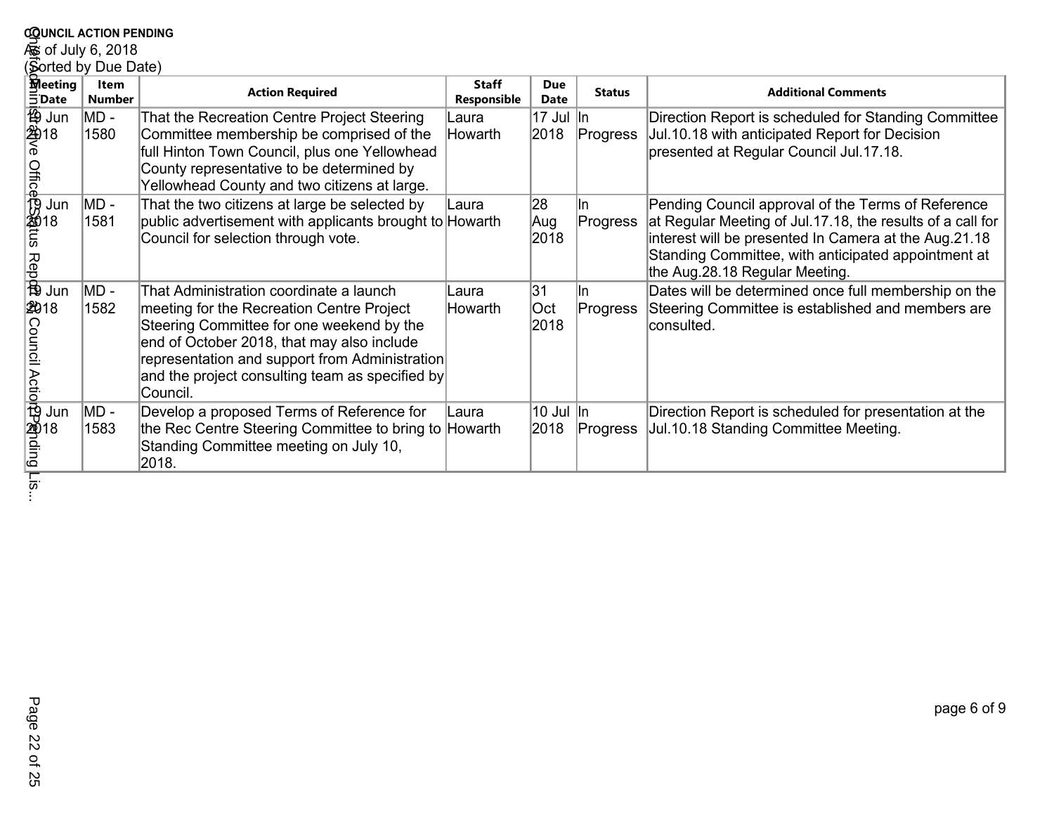**COUNCIL ACTION PENDING**

As of July 6, 2018

(Sorted by Due Date)

| Meeting Date | Item Number | Action Required | Staff Responsible | Due Date | Status | Additional Comments |
|---|---|---|---|---|---|---|
| 19 Jun 2018 | MD - 1580 | That the Recreation Centre Project Steering Committee membership be comprised of the full Hinton Town Council, plus one Yellowhead County representative to be determined by Yellowhead County and two citizens at large. | Laura Howarth | 17 Jul 2018 | In Progress | Direction Report is scheduled for Standing Committee Jul.10.18 with anticipated Report for Decision presented at Regular Council Jul.17.18. |
| 19 Jun 2018 | MD - 1581 | That the two citizens at large be selected by public advertisement with applicants brought to Council for selection through vote. | Laura Howarth | 28 Aug 2018 | In Progress | Pending Council approval of the Terms of Reference at Regular Meeting of Jul.17.18, the results of a call for interest will be presented In Camera at the Aug.21.18 Standing Committee, with anticipated appointment at the Aug.28.18 Regular Meeting. |
| 19 Jun 2018 | MD - 1582 | That Administration coordinate a launch meeting for the Recreation Centre Project Steering Committee for one weekend by the end of October 2018, that may also include representation and support from Administration and the project consulting team as specified by Council. | Laura Howarth | 31 Oct 2018 | In Progress | Dates will be determined once full membership on the Steering Committee is established and members are consulted. |
| 19 Jun 2018 | MD - 1583 | Develop a proposed Terms of Reference for the Rec Centre Steering Committee to bring to Standing Committee meeting on July 10, 2018. | Laura Howarth | 10 Jul 2018 | In Progress | Direction Report is scheduled for presentation at the Jul.10.18 Standing Committee Meeting. |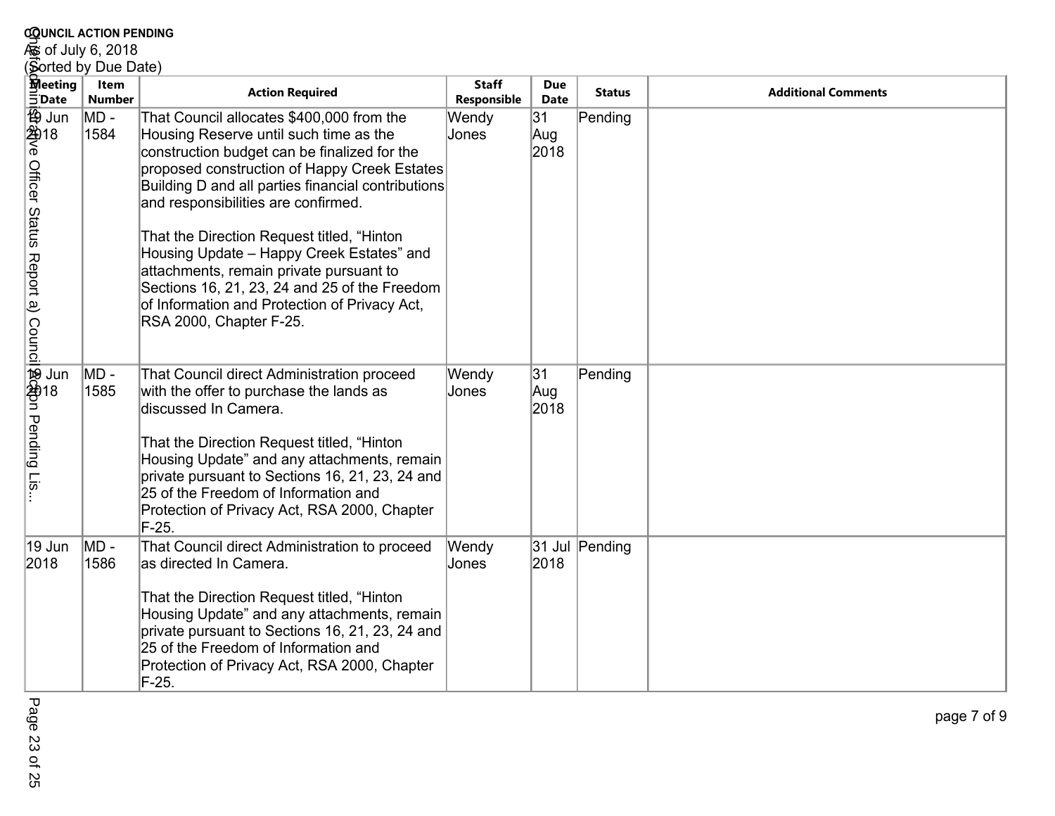**COUNCIL ACTION PENDING**
As of July 6, 2018
(Sorted by Due Date)

| Meeting Date | Item Number | Action Required | Staff Responsible | Due Date | Status | Additional Comments |
|---|---|---|---|---|---|---|
| 19 Jun 2018 | MD - 1584 | That Council allocates $400,000 from the Housing Reserve until such time as the construction budget can be finalized for the proposed construction of Happy Creek Estates Building D and all parties financial contributions and responsibilities are confirmed.<br><br>That the Direction Request titled, “Hinton Housing Update – Happy Creek Estates” and attachments, remain private pursuant to Sections 16, 21, 23, 24 and 25 of the Freedom of Information and Protection of Privacy Act, RSA 2000, Chapter F-25. | Wendy Jones | 31 Aug 2018 | Pending | |
| 19 Jun 2018 | MD - 1585 | That Council direct Administration proceed with the offer to purchase the lands as discussed In Camera.<br><br>That the Direction Request titled, “Hinton Housing Update” and any attachments, remain private pursuant to Sections 16, 21, 23, 24 and 25 of the Freedom of Information and Protection of Privacy Act, RSA 2000, Chapter F-25. | Wendy Jones | 31 Aug 2018 | Pending | |
| 19 Jun 2018 | MD - 1586 | That Council direct Administration to proceed as directed In Camera.<br><br>That the Direction Request titled, “Hinton Housing Update” and any attachments, remain private pursuant to Sections 16, 21, 23, 24 and 25 of the Freedom of Information and Protection of Privacy Act, RSA 2000, Chapter F-25. | Wendy Jones | 31 Jul 2018 | Pending | |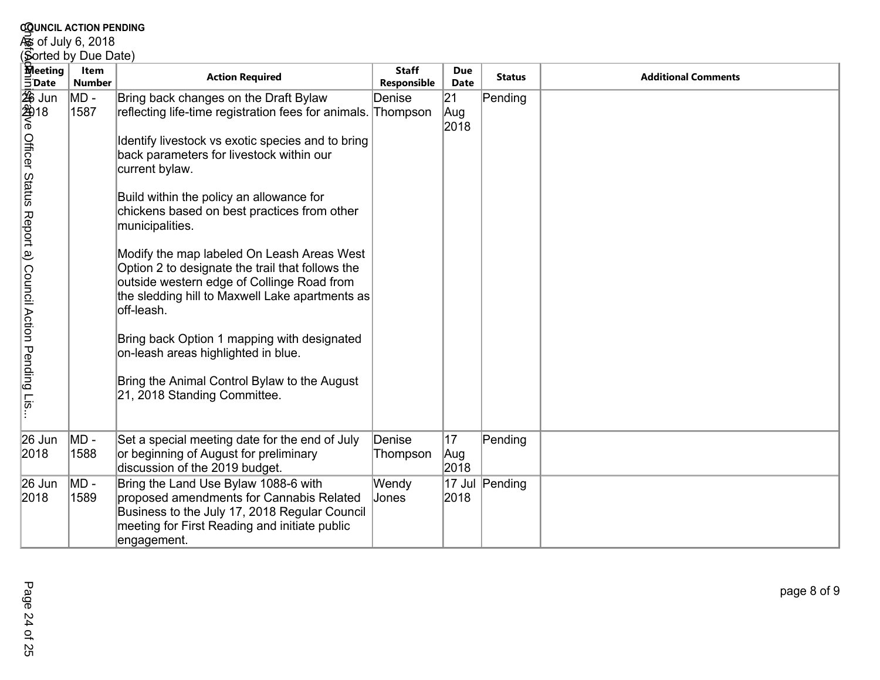**COUNCIL ACTION PENDING**
As of July 6, 2018
(Sorted by Due Date)

| Meeting Date | Item Number | Action Required | Staff Responsible | Due Date | Status | Additional Comments |
|---|---|---|---|---|---|---|
| 26 Jun 2018 | MD - 1587 | Bring back changes on the Draft Bylaw reflecting life-time registration fees for animals.<br><br>Identify livestock vs exotic species and to bring back parameters for livestock within our current bylaw.<br><br>Build within the policy an allowance for chickens based on best practices from other municipalities.<br><br>Modify the map labeled On Leash Areas West Option 2 to designate the trail that follows the outside western edge of Collinge Road from the sledding hill to Maxwell Lake apartments as off-leash.<br><br>Bring back Option 1 mapping with designated on-leash areas highlighted in blue.<br><br>Bring the Animal Control Bylaw to the August 21, 2018 Standing Committee. | Denise Thompson | 21 Aug 2018 | Pending | |
| 26 Jun 2018 | MD - 1588 | Set a special meeting date for the end of July or beginning of August for preliminary discussion of the 2019 budget. | Denise Thompson | 17 Aug 2018 | Pending | |
| 26 Jun 2018 | MD - 1589 | Bring the Land Use Bylaw 1088-6 with proposed amendments for Cannabis Related Business to the July 17, 2018 Regular Council meeting for First Reading and initiate public engagement. | Wendy Jones | 17 Jul 2018 | Pending | |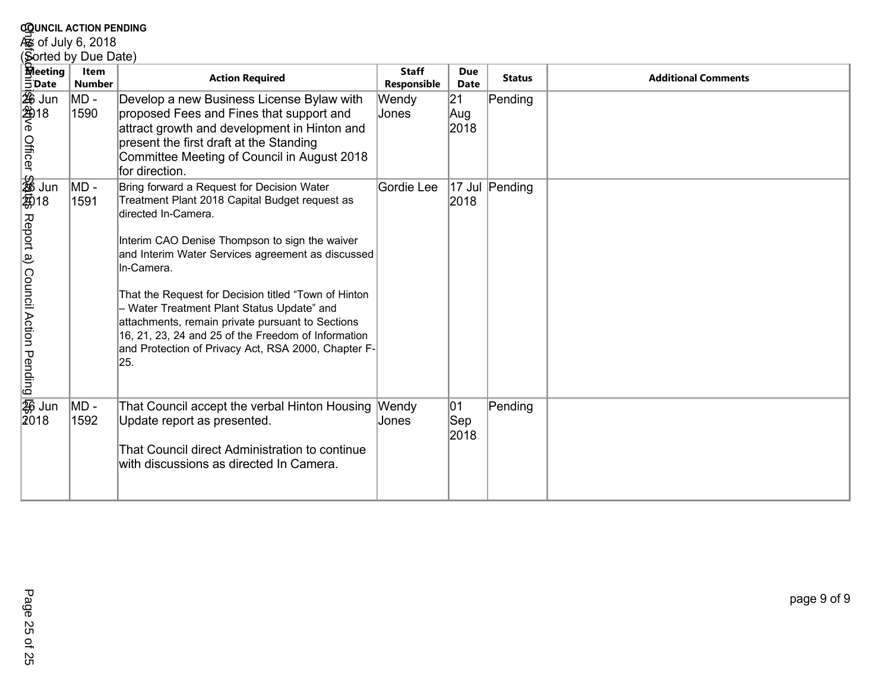**COUNCIL ACTION PENDING**
As of July 6, 2018
(Sorted by Due Date)

| Meeting Date | Item Number | Action Required | Staff Responsible | Due Date | Status | Additional Comments |
|---|---|---|---|---|---|---|
| 26 Jun 2018 | MD - 1590 | Develop a new Business License Bylaw with proposed Fees and Fines that support and attract growth and development in Hinton and present the first draft at the Standing Committee Meeting of Council in August 2018 for direction. | Wendy Jones | 21 Aug 2018 | Pending | |
| 26 Jun 2018 | MD - 1591 | Bring forward a Request for Decision Water Treatment Plant 2018 Capital Budget request as directed In-Camera.<br><br>Interim CAO Denise Thompson to sign the waiver and Interim Water Services agreement as discussed In-Camera.<br><br>That the Request for Decision titled "Town of Hinton – Water Treatment Plant Status Update" and attachments, remain private pursuant to Sections 16, 21, 23, 24 and 25 of the Freedom of Information and Protection of Privacy Act, RSA 2000, Chapter F-25. | Gordie Lee | 17 Jul 2018 | Pending | |
| 26 Jun 2018 | MD - 1592 | That Council accept the verbal Hinton Housing Update report as presented.<br><br>That Council direct Administration to continue with discussions as directed In Camera. | Wendy Jones | 01 Sep 2018 | Pending | |